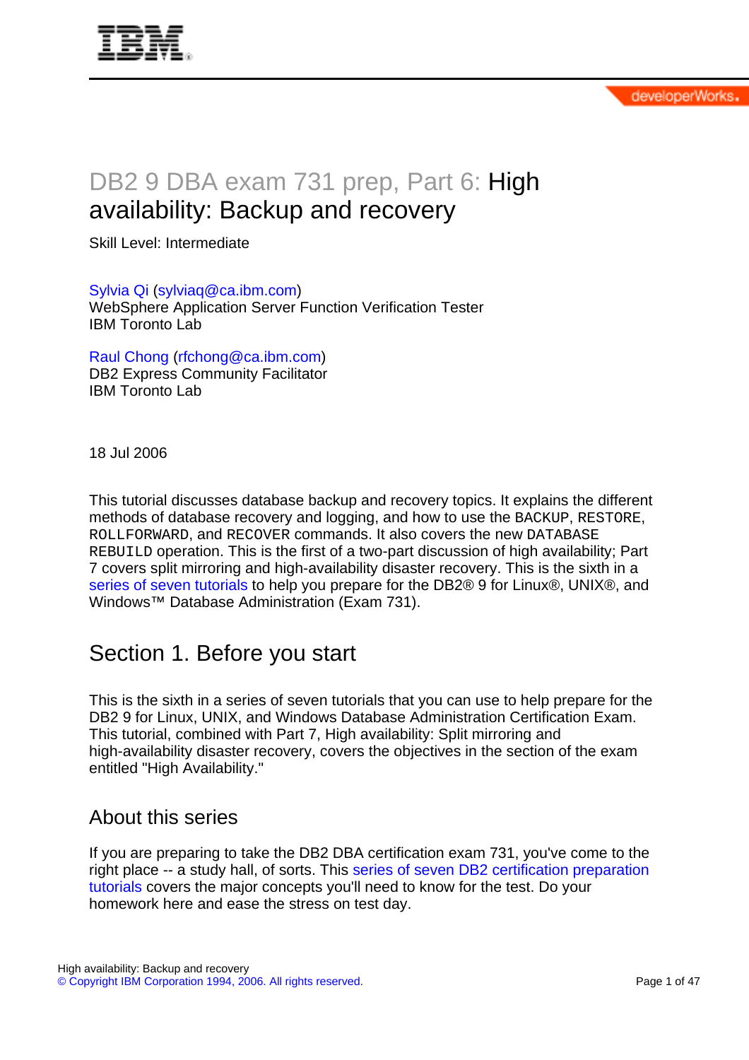# DB2 9 DBA exam 731 prep, Part 6: High availability: Backup and recovery

Skill Level: Intermediate

Sylvia Qi (sylviaq@ca.ibm.com)
WebSphere Application Server Function Verification Tester
IBM Toronto Lab

Raul Chong (rfchong@ca.ibm.com)
DB2 Express Community Facilitator
IBM Toronto Lab

18 Jul 2006

This tutorial discusses database backup and recovery topics. It explains the different methods of database recovery and logging, and how to use the `BACKUP`, `RESTORE`, `ROLLFORWARD`, and `RECOVER` commands. It also covers the new `DATABASE REBUILD` operation. This is the first of a two-part discussion of high availability; Part 7 covers split mirroring and high-availability disaster recovery. This is the sixth in a series of seven tutorials to help you prepare for the DB2® 9 for Linux®, UNIX®, and Windows™ Database Administration (Exam 731).

## Section 1. Before you start

This is the sixth in a series of seven tutorials that you can use to help prepare for the DB2 9 for Linux, UNIX, and Windows Database Administration Certification Exam. This tutorial, combined with Part 7, High availability: Split mirroring and high-availability disaster recovery, covers the objectives in the section of the exam entitled "High Availability."

### About this series

If you are preparing to take the DB2 DBA certification exam 731, you've come to the right place -- a study hall, of sorts. This series of seven DB2 certification preparation tutorials covers the major concepts you'll need to know for the test. Do your homework here and ease the stress on test day.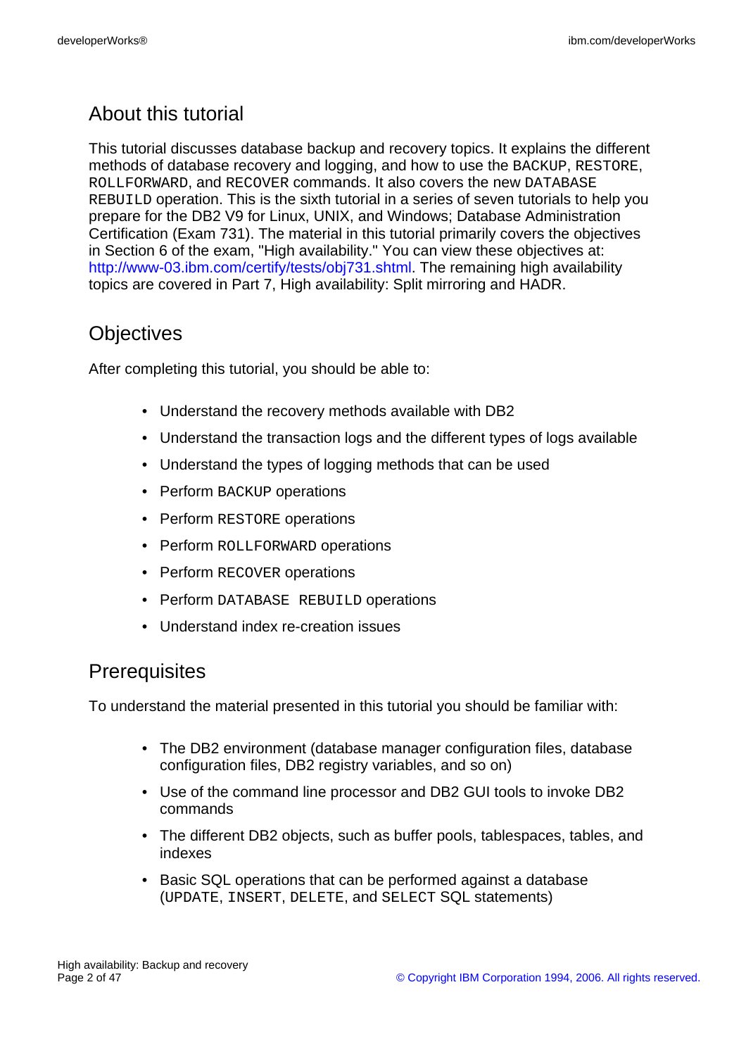## About this tutorial

This tutorial discusses database backup and recovery topics. It explains the different methods of database recovery and logging, and how to use the `BACKUP`, `RESTORE`, `ROLLFORWARD`, and `RECOVER` commands. It also covers the new `DATABASE REBUILD` operation. This is the sixth tutorial in a series of seven tutorials to help you prepare for the DB2 V9 for Linux, UNIX, and Windows; Database Administration Certification (Exam 731). The material in this tutorial primarily covers the objectives in Section 6 of the exam, "High availability." You can view these objectives at: http://www-03.ibm.com/certify/tests/obj731.shtml. The remaining high availability topics are covered in Part 7, High availability: Split mirroring and HADR.

## Objectives

After completing this tutorial, you should be able to:

- Understand the recovery methods available with DB2
- Understand the transaction logs and the different types of logs available
- Understand the types of logging methods that can be used
- Perform `BACKUP` operations
- Perform `RESTORE` operations
- Perform `ROLLFORWARD` operations
- Perform `RECOVER` operations
- Perform `DATABASE REBUILD` operations
- Understand index re-creation issues

## Prerequisites

To understand the material presented in this tutorial you should be familiar with:

- The DB2 environment (database manager configuration files, database configuration files, DB2 registry variables, and so on)
- Use of the command line processor and DB2 GUI tools to invoke DB2 commands
- The different DB2 objects, such as buffer pools, tablespaces, tables, and indexes
- Basic SQL operations that can be performed against a database (`UPDATE`, `INSERT`, `DELETE`, and `SELECT` SQL statements)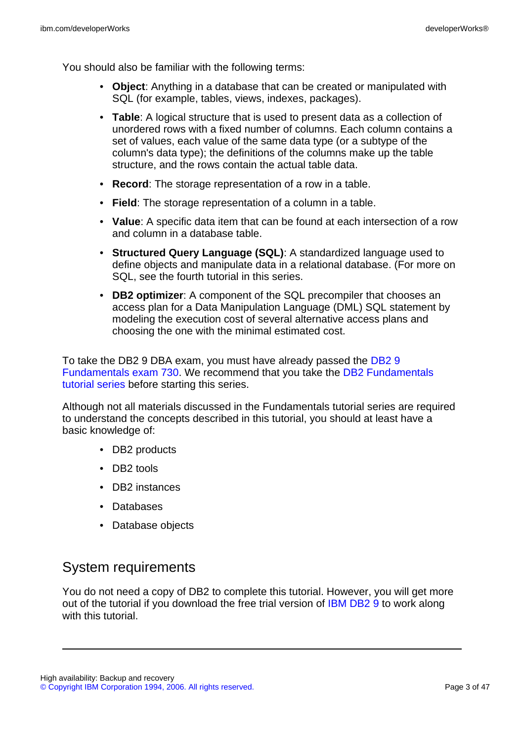You should also be familiar with the following terms:

- **Object**: Anything in a database that can be created or manipulated with SQL (for example, tables, views, indexes, packages).
- **Table**: A logical structure that is used to present data as a collection of unordered rows with a fixed number of columns. Each column contains a set of values, each value of the same data type (or a subtype of the column's data type); the definitions of the columns make up the table structure, and the rows contain the actual table data.
- **Record**: The storage representation of a row in a table.
- **Field**: The storage representation of a column in a table.
- **Value**: A specific data item that can be found at each intersection of a row and column in a database table.
- **Structured Query Language (SQL)**: A standardized language used to define objects and manipulate data in a relational database. (For more on SQL, see the fourth tutorial in this series.
- **DB2 optimizer**: A component of the SQL precompiler that chooses an access plan for a Data Manipulation Language (DML) SQL statement by modeling the execution cost of several alternative access plans and choosing the one with the minimal estimated cost.

To take the DB2 9 DBA exam, you must have already passed the DB2 9 Fundamentals exam 730. We recommend that you take the DB2 Fundamentals tutorial series before starting this series.

Although not all materials discussed in the Fundamentals tutorial series are required to understand the concepts described in this tutorial, you should at least have a basic knowledge of:

- DB2 products
- DB2 tools
- DB2 instances
- Databases
- Database objects

## System requirements

You do not need a copy of DB2 to complete this tutorial. However, you will get more out of the tutorial if you download the free trial version of IBM DB2 9 to work along with this tutorial.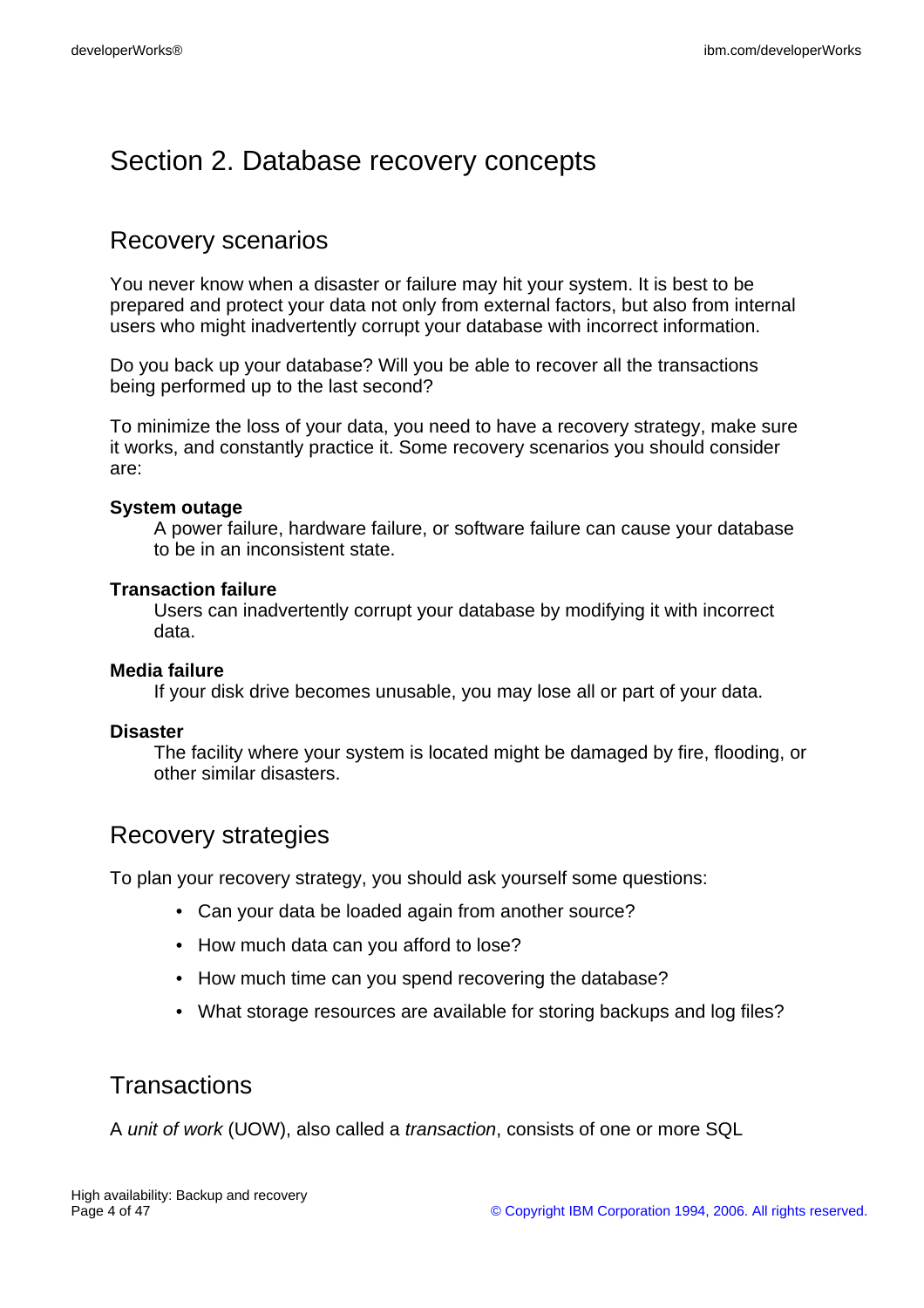# Section 2. Database recovery concepts

## Recovery scenarios

You never know when a disaster or failure may hit your system. It is best to be prepared and protect your data not only from external factors, but also from internal users who might inadvertently corrupt your database with incorrect information.

Do you back up your database? Will you be able to recover all the transactions being performed up to the last second?

To minimize the loss of your data, you need to have a recovery strategy, make sure it works, and constantly practice it. Some recovery scenarios you should consider are:

**System outage**
: A power failure, hardware failure, or software failure can cause your database to be in an inconsistent state.

**Transaction failure**
: Users can inadvertently corrupt your database by modifying it with incorrect data.

**Media failure**
: If your disk drive becomes unusable, you may lose all or part of your data.

**Disaster**
: The facility where your system is located might be damaged by fire, flooding, or other similar disasters.

## Recovery strategies

To plan your recovery strategy, you should ask yourself some questions:

- Can your data be loaded again from another source?
- How much data can you afford to lose?
- How much time can you spend recovering the database?
- What storage resources are available for storing backups and log files?

## Transactions

A *unit of work* (UOW), also called a *transaction*, consists of one or more SQL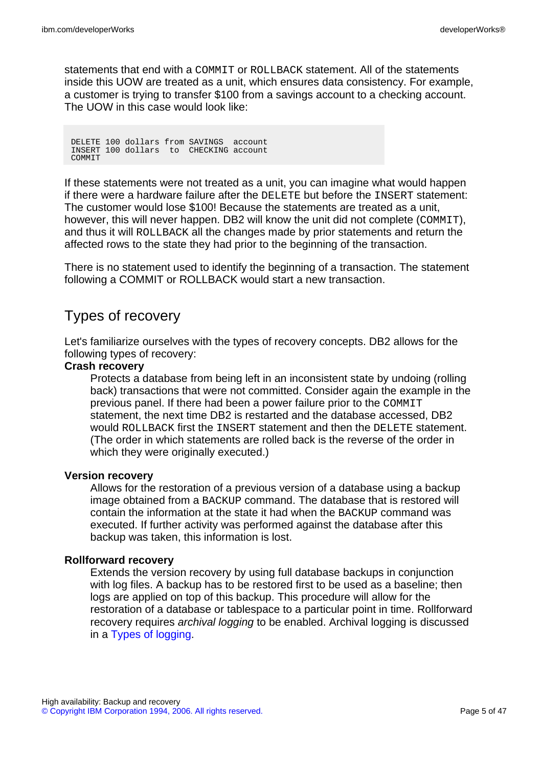statements that end with a `COMMIT` or `ROLLBACK` statement. All of the statements inside this UOW are treated as a unit, which ensures data consistency. For example, a customer is trying to transfer $100 from a savings account to a checking account. The UOW in this case would look like:

```
DELETE 100 dollars from SAVINGS  account
INSERT 100 dollars  to  CHECKING account
COMMIT
```

If these statements were not treated as a unit, you can imagine what would happen if there were a hardware failure after the `DELETE` but before the `INSERT` statement: The customer would lose $100! Because the statements are treated as a unit, however, this will never happen. DB2 will know the unit did not complete (`COMMIT`), and thus it will `ROLLBACK` all the changes made by prior statements and return the affected rows to the state they had prior to the beginning of the transaction.

There is no statement used to identify the beginning of a transaction. The statement following a COMMIT or ROLLBACK would start a new transaction.

## Types of recovery

Let's familiarize ourselves with the types of recovery concepts. DB2 allows for the following types of recovery:

**Crash recovery**

Protects a database from being left in an inconsistent state by undoing (rolling back) transactions that were not committed. Consider again the example in the previous panel. If there had been a power failure prior to the `COMMIT` statement, the next time DB2 is restarted and the database accessed, DB2 would `ROLLBACK` first the `INSERT` statement and then the `DELETE` statement. (The order in which statements are rolled back is the reverse of the order in which they were originally executed.)

**Version recovery**

Allows for the restoration of a previous version of a database using a backup image obtained from a `BACKUP` command. The database that is restored will contain the information at the state it had when the `BACKUP` command was executed. If further activity was performed against the database after this backup was taken, this information is lost.

**Rollforward recovery**

Extends the version recovery by using full database backups in conjunction with log files. A backup has to be restored first to be used as a baseline; then logs are applied on top of this backup. This procedure will allow for the restoration of a database or tablespace to a particular point in time. Rollforward recovery requires *archival logging* to be enabled. Archival logging is discussed in a Types of logging.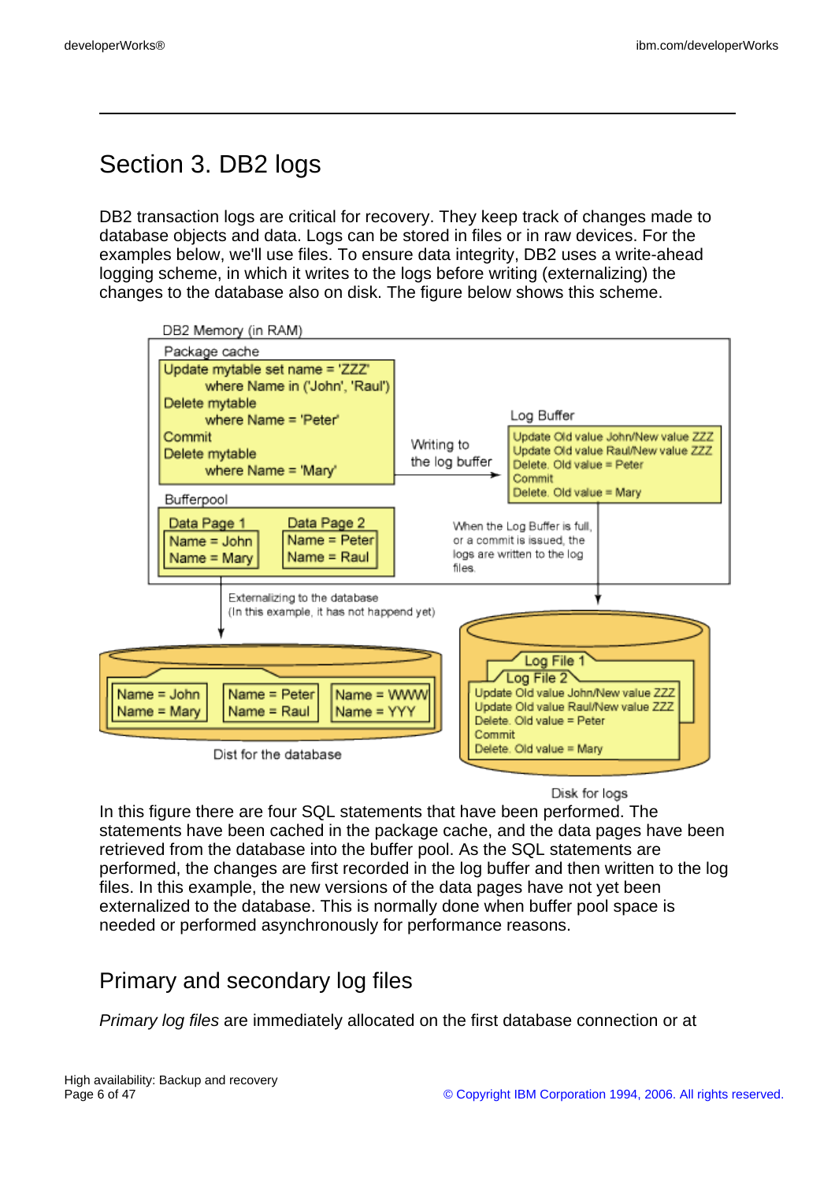# Section 3. DB2 logs

DB2 transaction logs are critical for recovery. They keep track of changes made to database objects and data. Logs can be stored in files or in raw devices. For the examples below, we'll use files. To ensure data integrity, DB2 uses a write-ahead logging scheme, in which it writes to the logs before writing (externalizing) the changes to the database also on disk. The figure below shows this scheme.

DB2 Memory (in RAM)

Package cache

Update mytable set name = 'ZZZ'
where Name in ('John', 'Raul')
Delete mytable
where Name = 'Peter'
Commit
Delete mytable
where Name = 'Mary'

Writing to the log buffer

Log Buffer

Update Old value John/New value ZZZ
Update Old value Raul/New value ZZZ
Delete. Old value = Peter
Commit
Delete. Old value = Mary

Bufferpool

Data Page 1
Name = John
Name = Mary

Data Page 2
Name = Peter
Name = Raul

When the Log Buffer is full, or a commit is issued, the logs are written to the log files.

Externalizing to the database
(In this example, it has not happend yet)

Name = John
Name = Mary

Name = Peter
Name = Raul

Name = WWW
Name = YYY

Dist for the database

Log File 1
Log File 2
Update Old value John/New value ZZZ
Update Old value Raul/New value ZZZ
Delete. Old value = Peter
Commit
Delete. Old value = Mary

Disk for logs

In this figure there are four SQL statements that have been performed. The statements have been cached in the package cache, and the data pages have been retrieved from the database into the buffer pool. As the SQL statements are performed, the changes are first recorded in the log buffer and then written to the log files. In this example, the new versions of the data pages have not yet been externalized to the database. This is normally done when buffer pool space is needed or performed asynchronously for performance reasons.

## Primary and secondary log files

*Primary log files* are immediately allocated on the first database connection or at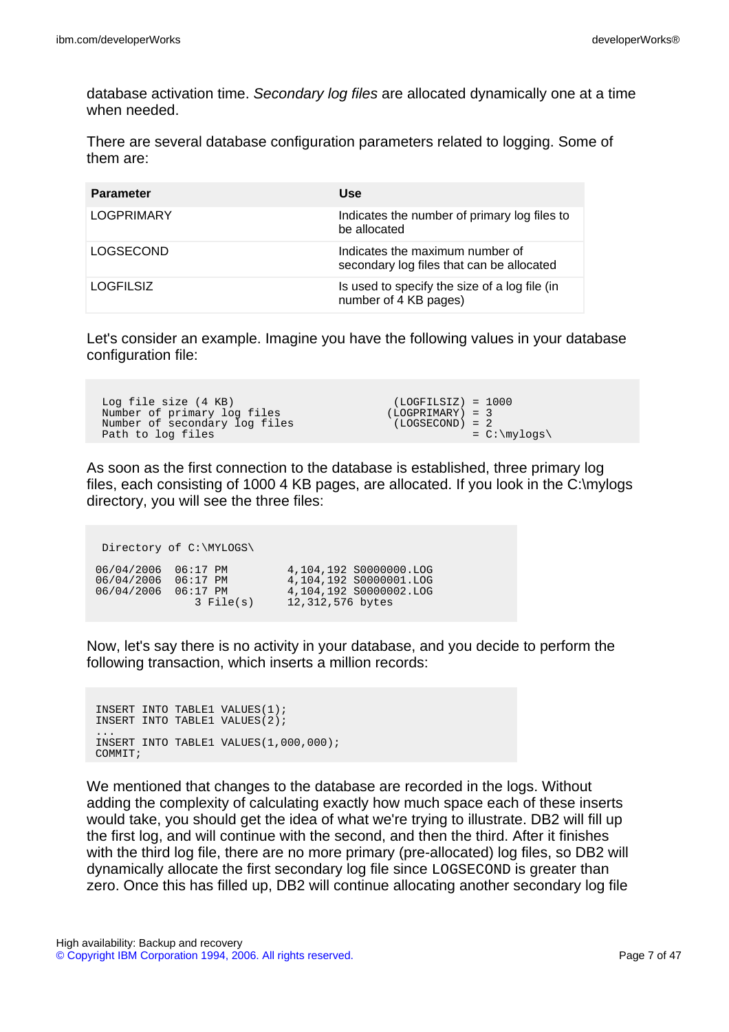database activation time. *Secondary log files* are allocated dynamically one at a time when needed.

There are several database configuration parameters related to logging. Some of them are:

| Parameter | Use |
|---|---|
| LOGPRIMARY | Indicates the number of primary log files to be allocated |
| LOGSECOND | Indicates the maximum number of secondary log files that can be allocated |
| LOGFILSIZ | Is used to specify the size of a log file (in number of 4 KB pages) |

Let's consider an example. Imagine you have the following values in your database configuration file:

```
Log file size (4 KB)                          (LOGFILSIZ) = 1000
Number of primary log files                  (LOGPRIMARY) = 3
Number of secondary log files                 (LOGSECOND) = 2
Path to log files                                         = C:\mylogs\
```

As soon as the first connection to the database is established, three primary log files, each consisting of 1000 4 KB pages, are allocated. If you look in the C:\mylogs directory, you will see the three files:

```
 Directory of C:\MYLOGS\

06/04/2006  06:17 PM         4,104,192 S0000000.LOG
06/04/2006  06:17 PM         4,104,192 S0000001.LOG
06/04/2006  06:17 PM         4,104,192 S0000002.LOG
               3 File(s)     12,312,576 bytes
```

Now, let's say there is no activity in your database, and you decide to perform the following transaction, which inserts a million records:

```
INSERT INTO TABLE1 VALUES(1);
INSERT INTO TABLE1 VALUES(2);
...
INSERT INTO TABLE1 VALUES(1,000,000);
COMMIT;
```

We mentioned that changes to the database are recorded in the logs. Without adding the complexity of calculating exactly how much space each of these inserts would take, you should get the idea of what we're trying to illustrate. DB2 will fill up the first log, and will continue with the second, and then the third. After it finishes with the third log file, there are no more primary (pre-allocated) log files, so DB2 will dynamically allocate the first secondary log file since `LOGSECOND` is greater than zero. Once this has filled up, DB2 will continue allocating another secondary log file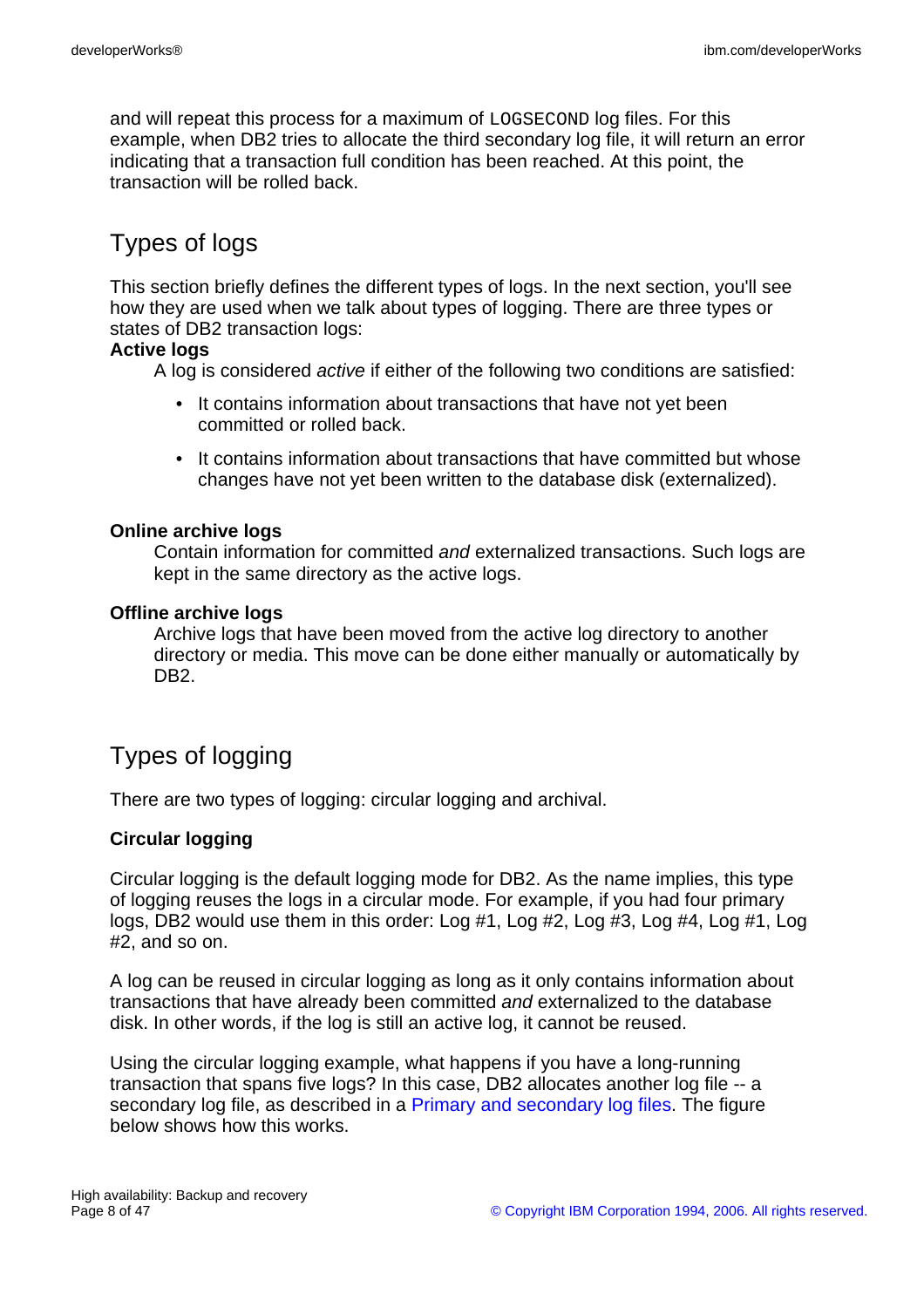and will repeat this process for a maximum of `LOGSECOND` log files. For this example, when DB2 tries to allocate the third secondary log file, it will return an error indicating that a transaction full condition has been reached. At this point, the transaction will be rolled back.

## Types of logs

This section briefly defines the different types of logs. In the next section, you'll see how they are used when we talk about types of logging. There are three types or states of DB2 transaction logs:

**Active logs**

A log is considered *active* if either of the following two conditions are satisfied:

- It contains information about transactions that have not yet been committed or rolled back.
- It contains information about transactions that have committed but whose changes have not yet been written to the database disk (externalized).

**Online archive logs**

Contain information for committed *and* externalized transactions. Such logs are kept in the same directory as the active logs.

**Offline archive logs**

Archive logs that have been moved from the active log directory to another directory or media. This move can be done either manually or automatically by DB2.

## Types of logging

There are two types of logging: circular logging and archival.

### Circular logging

Circular logging is the default logging mode for DB2. As the name implies, this type of logging reuses the logs in a circular mode. For example, if you had four primary logs, DB2 would use them in this order: Log #1, Log #2, Log #3, Log #4, Log #1, Log #2, and so on.

A log can be reused in circular logging as long as it only contains information about transactions that have already been committed *and* externalized to the database disk. In other words, if the log is still an active log, it cannot be reused.

Using the circular logging example, what happens if you have a long-running transaction that spans five logs? In this case, DB2 allocates another log file -- a secondary log file, as described in a Primary and secondary log files. The figure below shows how this works.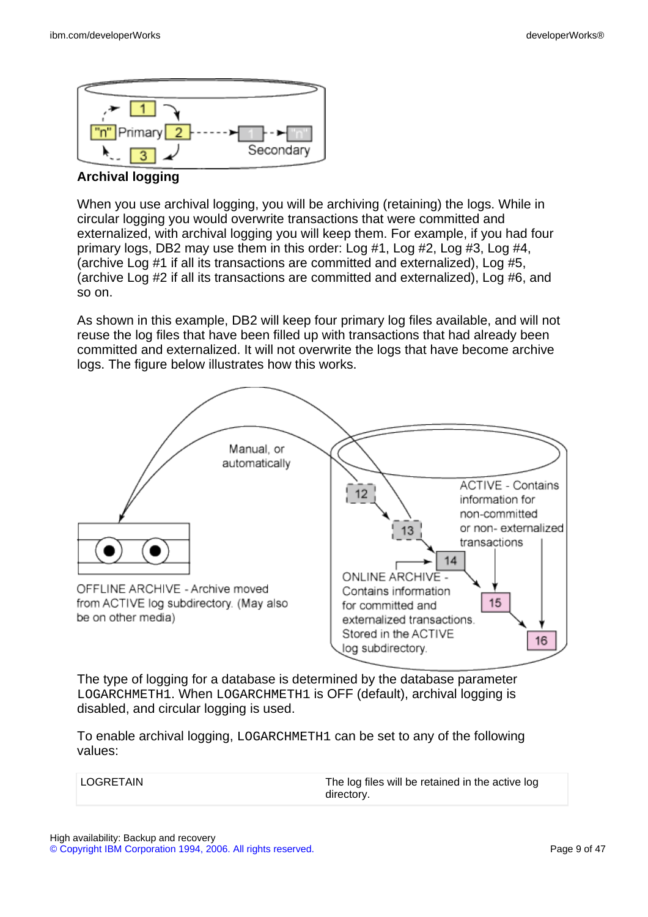"n" Primary 1 2 3

1 "n"

Secondary

### Archival logging

When you use archival logging, you will be archiving (retaining) the logs. While in circular logging you would overwrite transactions that were committed and externalized, with archival logging you will keep them. For example, if you had four primary logs, DB2 may use them in this order: Log #1, Log #2, Log #3, Log #4, (archive Log #1 if all its transactions are committed and externalized), Log #5, (archive Log #2 if all its transactions are committed and externalized), Log #6, and so on.

As shown in this example, DB2 will keep four primary log files available, and will not reuse the log files that have been filled up with transactions that had already been committed and externalized. It will not overwrite the logs that have become archive logs. The figure below illustrates how this works.

Manual, or automatically

12

13

14

15

16

ACTIVE - Contains information for non-committed or non- externalized transactions

ONLINE ARCHIVE - Contains information for committed and externalized transactions. Stored in the ACTIVE log subdirectory.

OFFLINE ARCHIVE - Archive moved from ACTIVE log subdirectory. (May also be on other media)

The type of logging for a database is determined by the database parameter `LOGARCHMETH1`. When `LOGARCHMETH1` is OFF (default), archival logging is disabled, and circular logging is used.

To enable archival logging, `LOGARCHMETH1` can be set to any of the following values:

| | |
|---|---|
| LOGRETAIN | The log files will be retained in the active log directory. |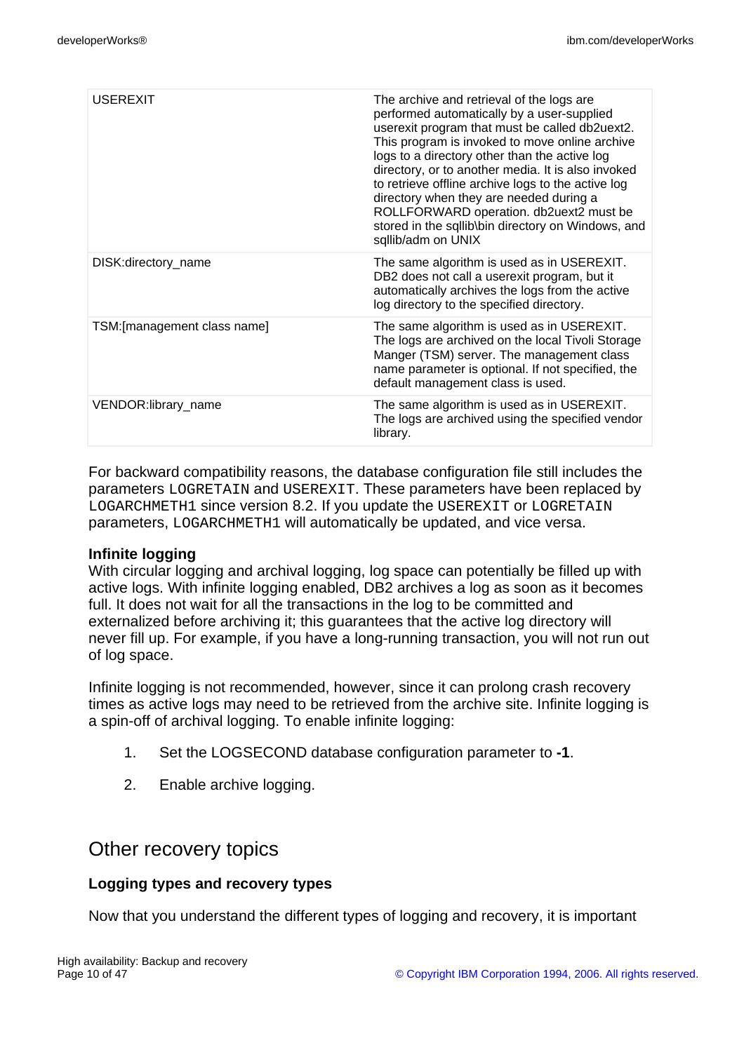| | |
|---|---|
| USEREXIT | The archive and retrieval of the logs are performed automatically by a user-supplied userexit program that must be called db2uext2. This program is invoked to move online archive logs to a directory other than the active log directory, or to another media. It is also invoked to retrieve offline archive logs to the active log directory when they are needed during a ROLLFORWARD operation. db2uext2 must be stored in the sqllib\bin directory on Windows, and sqllib/adm on UNIX |
| DISK:directory_name | The same algorithm is used as in USEREXIT. DB2 does not call a userexit program, but it automatically archives the logs from the active log directory to the specified directory. |
| TSM:[management class name] | The same algorithm is used as in USEREXIT. The logs are archived on the local Tivoli Storage Manger (TSM) server. The management class name parameter is optional. If not specified, the default management class is used. |
| VENDOR:library_name | The same algorithm is used as in USEREXIT. The logs are archived using the specified vendor library. |

For backward compatibility reasons, the database configuration file still includes the parameters `LOGRETAIN` and `USEREXIT`. These parameters have been replaced by `LOGARCHMETH1` since version 8.2. If you update the `USEREXIT` or `LOGRETAIN` parameters, `LOGARCHMETH1` will automatically be updated, and vice versa.

**Infinite logging**

With circular logging and archival logging, log space can potentially be filled up with active logs. With infinite logging enabled, DB2 archives a log as soon as it becomes full. It does not wait for all the transactions in the log to be committed and externalized before archiving it; this guarantees that the active log directory will never fill up. For example, if you have a long-running transaction, you will not run out of log space.

Infinite logging is not recommended, however, since it can prolong crash recovery times as active logs may need to be retrieved from the archive site. Infinite logging is a spin-off of archival logging. To enable infinite logging:

1. Set the LOGSECOND database configuration parameter to **-1**.
2. Enable archive logging.

## Other recovery topics

**Logging types and recovery types**

Now that you understand the different types of logging and recovery, it is important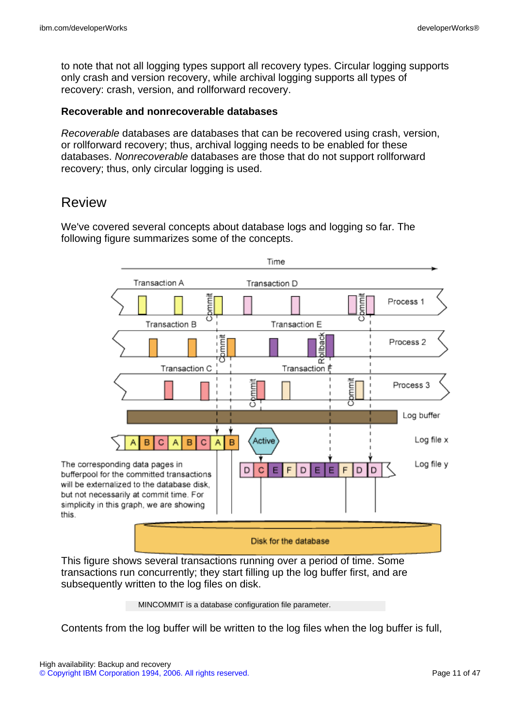to note that not all logging types support all recovery types. Circular logging supports only crash and version recovery, while archival logging supports all types of recovery: crash, version, and rollforward recovery.

### Recoverable and nonrecoverable databases

*Recoverable* databases are databases that can be recovered using crash, version, or rollforward recovery; thus, archival logging needs to be enabled for these databases. *Nonrecoverable* databases are those that do not support rollforward recovery; thus, only circular logging is used.

## Review

We've covered several concepts about database logs and logging so far. The following figure summarizes some of the concepts.

Time

Transaction A

Transaction D

Commit

Commit

Process 1

Transaction B

Transaction E

Commit

Rollback

Process 2

Transaction C

Transaction F

Commit

Commit

Process 3

Log buffer

A B C A B C A B

Active

Log file x

D C E F D E E F D D

Log file y

The corresponding data pages in bufferpool for the committed transactions will be externalized to the database disk, but not necessarily at commit time. For simplicity in this graph, we are showing this.

Disk for the database

This figure shows several transactions running over a period of time. Some transactions run concurrently; they start filling up the log buffer first, and are subsequently written to the log files on disk.

MINCOMMIT is a database configuration file parameter.

Contents from the log buffer will be written to the log files when the log buffer is full,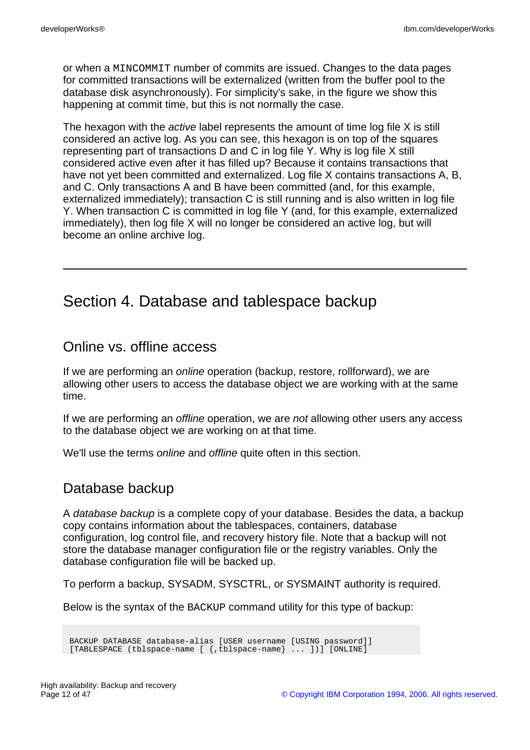or when a `MINCOMMIT` number of commits are issued. Changes to the data pages for committed transactions will be externalized (written from the buffer pool to the database disk asynchronously). For simplicity's sake, in the figure we show this happening at commit time, but this is not normally the case.

The hexagon with the *active* label represents the amount of time log file X is still considered an active log. As you can see, this hexagon is on top of the squares representing part of transactions D and C in log file Y. Why is log file X still considered active even after it has filled up? Because it contains transactions that have not yet been committed and externalized. Log file X contains transactions A, B, and C. Only transactions A and B have been committed (and, for this example, externalized immediately); transaction C is still running and is also written in log file Y. When transaction C is committed in log file Y (and, for this example, externalized immediately), then log file X will no longer be considered an active log, but will become an online archive log.

---

# Section 4. Database and tablespace backup

## Online vs. offline access

If we are performing an *online* operation (backup, restore, rollforward), we are allowing other users to access the database object we are working with at the same time.

If we are performing an *offline* operation, we are *not* allowing other users any access to the database object we are working on at that time.

We'll use the terms *online* and *offline* quite often in this section.

## Database backup

A *database backup* is a complete copy of your database. Besides the data, a backup copy contains information about the tablespaces, containers, database configuration, log control file, and recovery history file. Note that a backup will not store the database manager configuration file or the registry variables. Only the database configuration file will be backed up.

To perform a backup, SYSADM, SYSCTRL, or SYSMAINT authority is required.

Below is the syntax of the `BACKUP` command utility for this type of backup:

```
BACKUP DATABASE database-alias [USER username [USING password]]
[TABLESPACE (tblspace-name [ {,tblspace-name} ... ])] [ONLINE]
```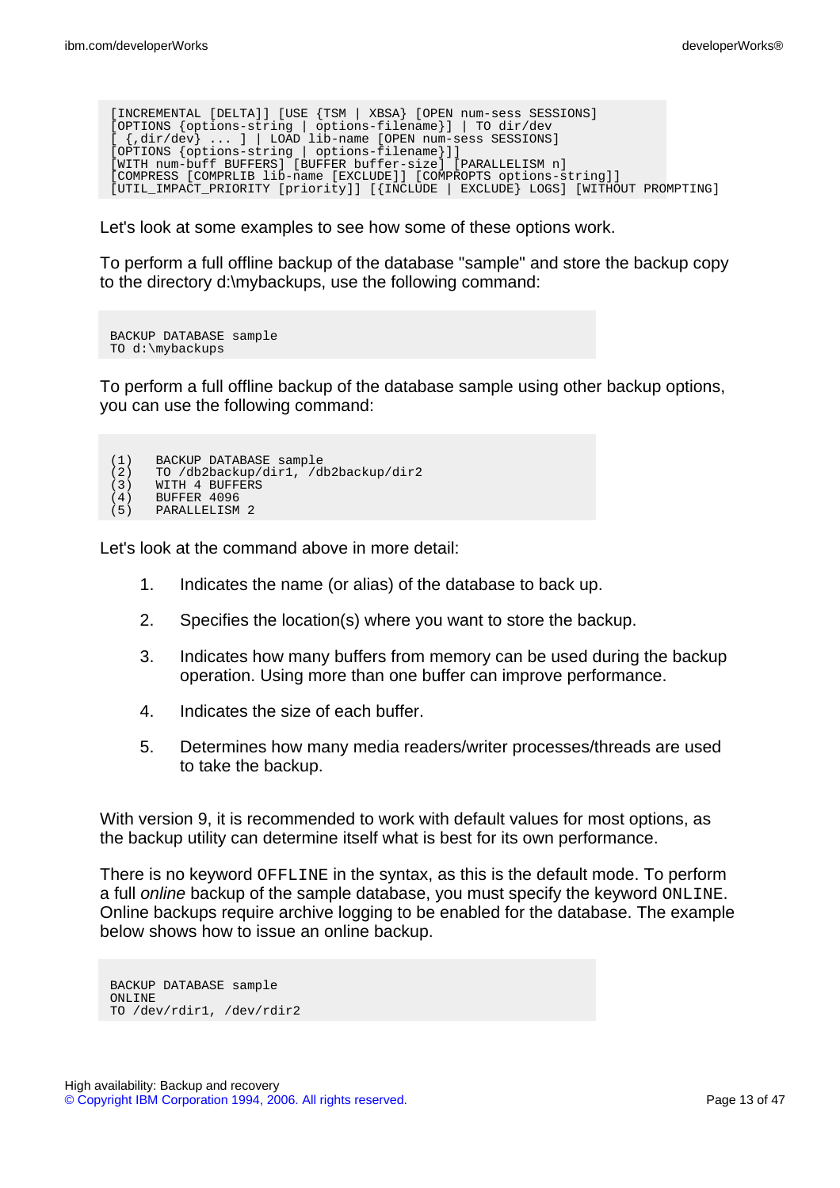```
[INCREMENTAL [DELTA]] [USE {TSM | XBSA} [OPEN num-sess SESSIONS]
[OPTIONS {options-string | options-filename}] | TO dir/dev
[ {,dir/dev} ... ] | LOAD lib-name [OPEN num-sess SESSIONS]
[OPTIONS {options-string | options-filename}]]
[WITH num-buff BUFFERS] [BUFFER buffer-size] [PARALLELISM n]
[COMPRESS [COMPRLIB lib-name [EXCLUDE]] [COMPROPTS options-string]]
[UTIL_IMPACT_PRIORITY [priority]] [{INCLUDE | EXCLUDE} LOGS] [WITHOUT PROMPTING]
```

Let's look at some examples to see how some of these options work.

To perform a full offline backup of the database "sample" and store the backup copy to the directory d:\mybackups, use the following command:

```
BACKUP DATABASE sample
TO d:\mybackups
```

To perform a full offline backup of the database sample using other backup options, you can use the following command:

```
(1)   BACKUP DATABASE sample
(2)   TO /db2backup/dir1, /db2backup/dir2
(3)   WITH 4 BUFFERS
(4)   BUFFER 4096
(5)   PARALLELISM 2
```

Let's look at the command above in more detail:

1. Indicates the name (or alias) of the database to back up.
2. Specifies the location(s) where you want to store the backup.
3. Indicates how many buffers from memory can be used during the backup operation. Using more than one buffer can improve performance.
4. Indicates the size of each buffer.
5. Determines how many media readers/writer processes/threads are used to take the backup.

With version 9, it is recommended to work with default values for most options, as the backup utility can determine itself what is best for its own performance.

There is no keyword `OFFLINE` in the syntax, as this is the default mode. To perform a full *online* backup of the sample database, you must specify the keyword `ONLINE`. Online backups require archive logging to be enabled for the database. The example below shows how to issue an online backup.

```
BACKUP DATABASE sample
ONLINE
TO /dev/rdir1, /dev/rdir2
```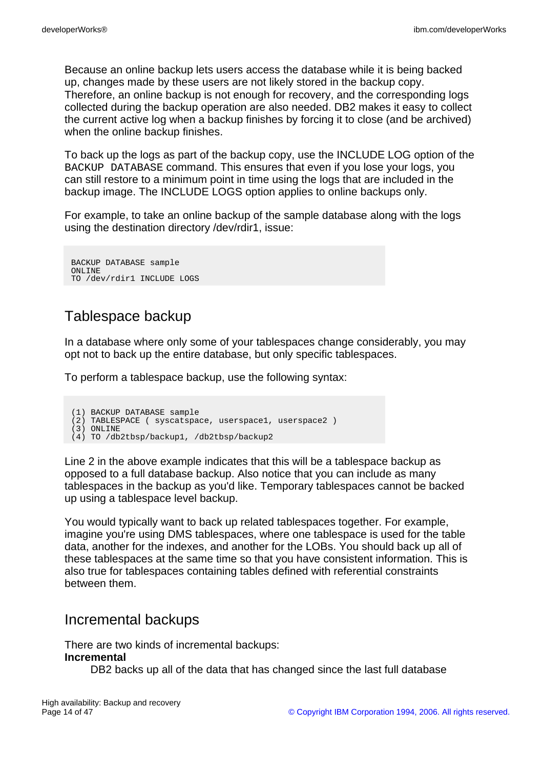Because an online backup lets users access the database while it is being backed up, changes made by these users are not likely stored in the backup copy. Therefore, an online backup is not enough for recovery, and the corresponding logs collected during the backup operation are also needed. DB2 makes it easy to collect the current active log when a backup finishes by forcing it to close (and be archived) when the online backup finishes.

To back up the logs as part of the backup copy, use the INCLUDE LOG option of the `BACKUP DATABASE` command. This ensures that even if you lose your logs, you can still restore to a minimum point in time using the logs that are included in the backup image. The INCLUDE LOGS option applies to online backups only.

For example, to take an online backup of the sample database along with the logs using the destination directory /dev/rdir1, issue:

```
BACKUP DATABASE sample
ONLINE
TO /dev/rdir1 INCLUDE LOGS
```

## Tablespace backup

In a database where only some of your tablespaces change considerably, you may opt not to back up the entire database, but only specific tablespaces.

To perform a tablespace backup, use the following syntax:

```
(1) BACKUP DATABASE sample
(2) TABLESPACE ( syscatspace, userspace1, userspace2 )
(3) ONLINE
(4) TO /db2tbsp/backup1, /db2tbsp/backup2
```

Line 2 in the above example indicates that this will be a tablespace backup as opposed to a full database backup. Also notice that you can include as many tablespaces in the backup as you'd like. Temporary tablespaces cannot be backed up using a tablespace level backup.

You would typically want to back up related tablespaces together. For example, imagine you're using DMS tablespaces, where one tablespace is used for the table data, another for the indexes, and another for the LOBs. You should back up all of these tablespaces at the same time so that you have consistent information. This is also true for tablespaces containing tables defined with referential constraints between them.

## Incremental backups

There are two kinds of incremental backups:

**Incremental**

DB2 backs up all of the data that has changed since the last full database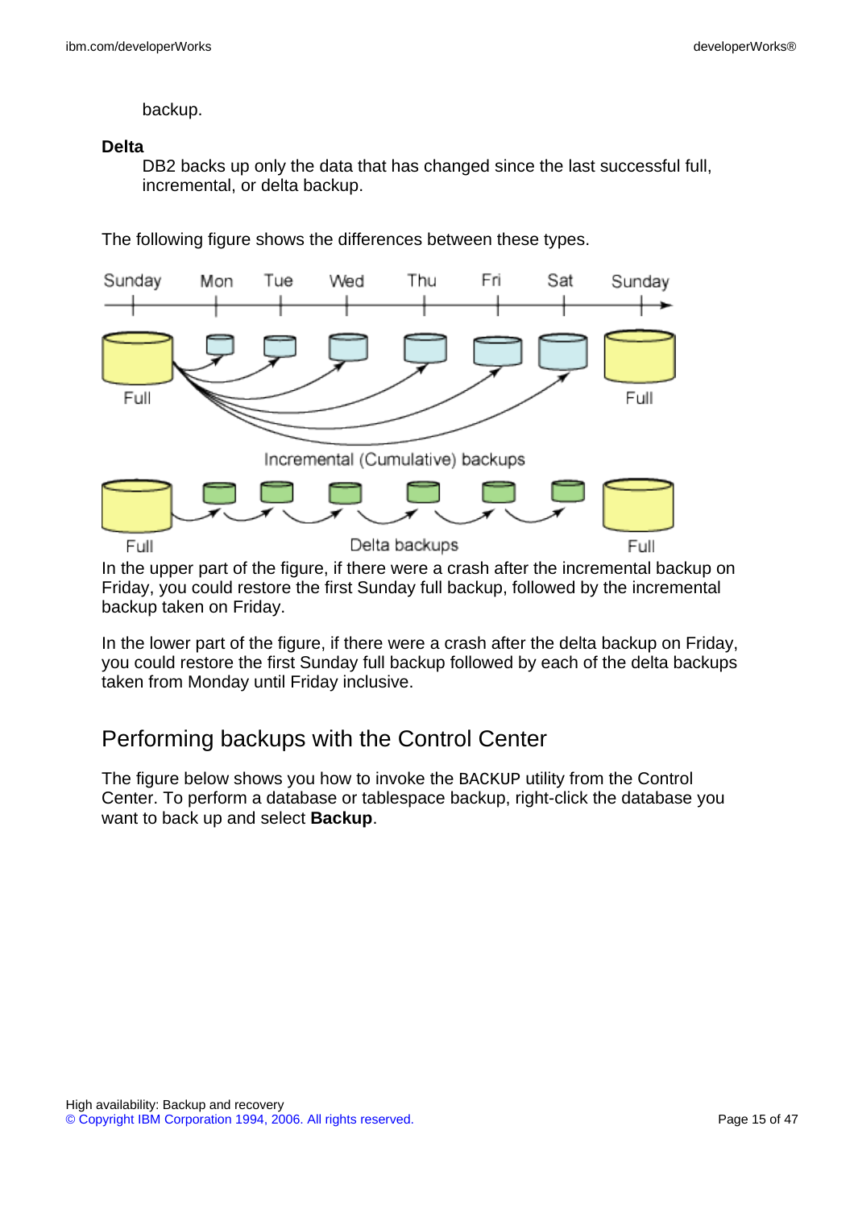backup.

**Delta**

DB2 backs up only the data that has changed since the last successful full, incremental, or delta backup.

The following figure shows the differences between these types.

Sunday
Mon
Tue
Wed
Thu
Fri
Sat
Sunday

Full
Full

Incremental (Cumulative) backups

Full
Delta backups
Full

In the upper part of the figure, if there were a crash after the incremental backup on Friday, you could restore the first Sunday full backup, followed by the incremental backup taken on Friday.

In the lower part of the figure, if there were a crash after the delta backup on Friday, you could restore the first Sunday full backup followed by each of the delta backups taken from Monday until Friday inclusive.

## Performing backups with the Control Center

The figure below shows you how to invoke the `BACKUP` utility from the Control Center. To perform a database or tablespace backup, right-click the database you want to back up and select **Backup**.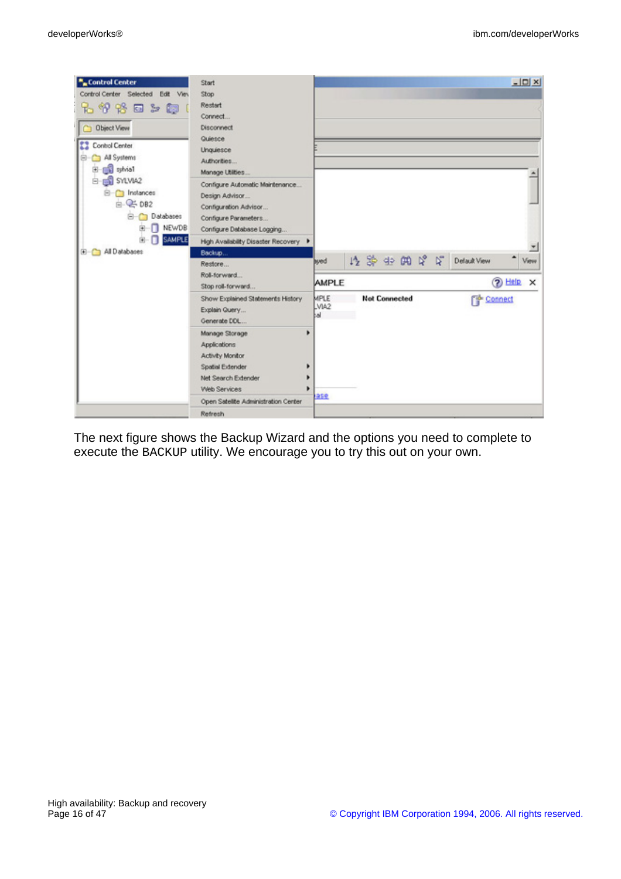The next figure shows the Backup Wizard and the options you need to complete to execute the BACKUP utility. We encourage you to try this out on your own.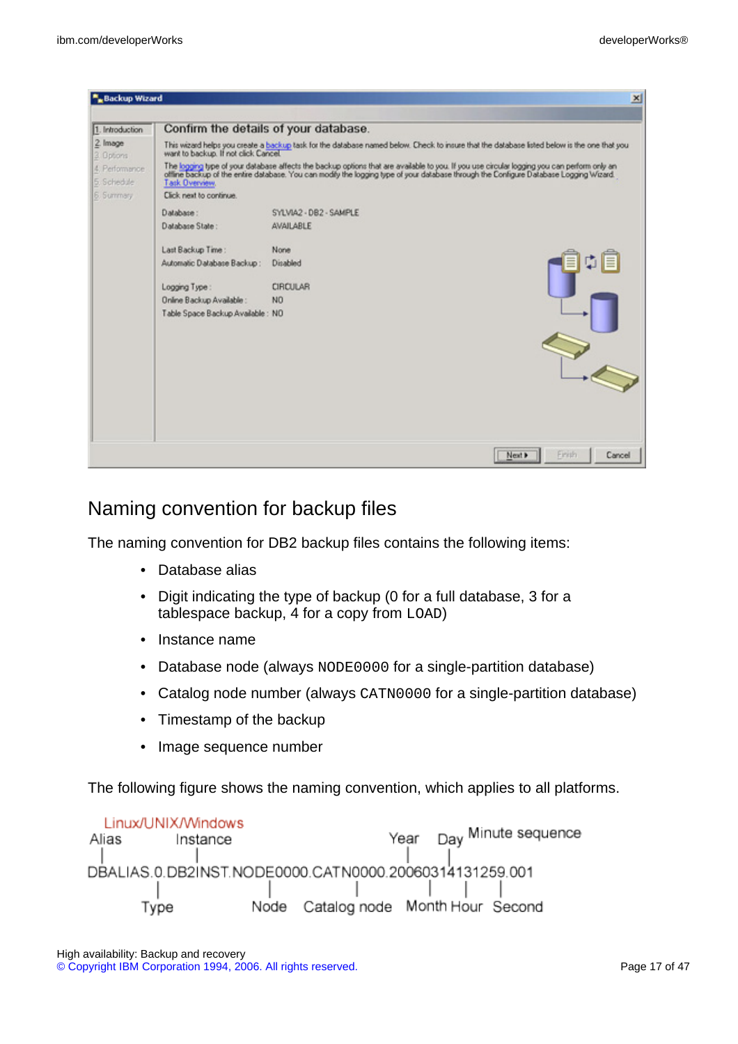## Naming convention for backup files

The naming convention for DB2 backup files contains the following items:

- Database alias
- Digit indicating the type of backup (0 for a full database, 3 for a tablespace backup, 4 for a copy from `LOAD`)
- Instance name
- Database node (always `NODE0000` for a single-partition database)
- Catalog node number (always `CATN0000` for a single-partition database)
- Timestamp of the backup
- Image sequence number

The following figure shows the naming convention, which applies to all platforms.

Linux/UNIX/Windows

Alias Instance Year Day Minute sequence

DBALIAS.0.DB2INST.NODE0000.CATN0000.20060314131259.001

Type Node Catalog node Month Hour Second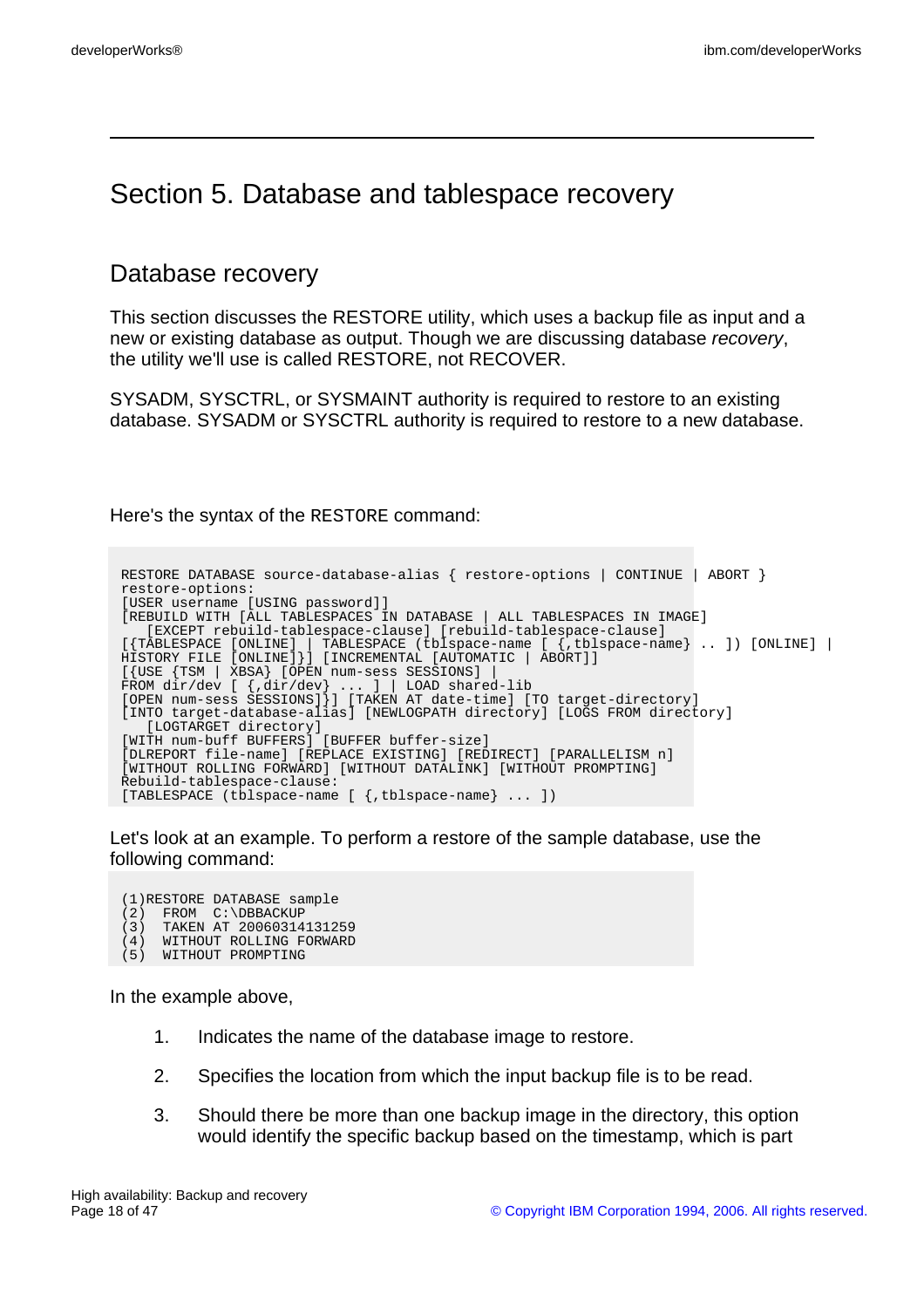## Section 5. Database and tablespace recovery

### Database recovery

This section discusses the RESTORE utility, which uses a backup file as input and a new or existing database as output. Though we are discussing database *recovery*, the utility we'll use is called RESTORE, not RECOVER.

SYSADM, SYSCTRL, or SYSMAINT authority is required to restore to an existing database. SYSADM or SYSCTRL authority is required to restore to a new database.

Here's the syntax of the `RESTORE` command:

```
RESTORE DATABASE source-database-alias { restore-options | CONTINUE | ABORT }
restore-options:
[USER username [USING password]]
[REBUILD WITH [ALL TABLESPACES IN DATABASE | ALL TABLESPACES IN IMAGE]
   [EXCEPT rebuild-tablespace-clause] [rebuild-tablespace-clause]
[{TABLESPACE [ONLINE] | TABLESPACE (tblspace-name [ {,tblspace-name} .. ]) [ONLINE] |
HISTORY FILE [ONLINE]}] [INCREMENTAL [AUTOMATIC | ABORT]]
[{USE {TSM | XBSA} [OPEN num-sess SESSIONS] |
FROM dir/dev [ {,dir/dev} ... ] | LOAD shared-lib
[OPEN num-sess SESSIONS]}] [TAKEN AT date-time] [TO target-directory]
[INTO target-database-alias] [NEWLOGPATH directory] [LOGS FROM directory]
   [LOGTARGET directory]
[WITH num-buff BUFFERS] [BUFFER buffer-size]
[DLREPORT file-name] [REPLACE EXISTING] [REDIRECT] [PARALLELISM n]
[WITHOUT ROLLING FORWARD] [WITHOUT DATALINK] [WITHOUT PROMPTING]
Rebuild-tablespace-clause:
[TABLESPACE (tblspace-name [ {,tblspace-name} ... ])
```

Let's look at an example. To perform a restore of the sample database, use the following command:

```
(1)RESTORE DATABASE sample
(2)  FROM  C:\DBBACKUP
(3)  TAKEN AT 20060314131259
(4)  WITHOUT ROLLING FORWARD
(5)  WITHOUT PROMPTING
```

In the example above,

1. Indicates the name of the database image to restore.
2. Specifies the location from which the input backup file is to be read.
3. Should there be more than one backup image in the directory, this option would identify the specific backup based on the timestamp, which is part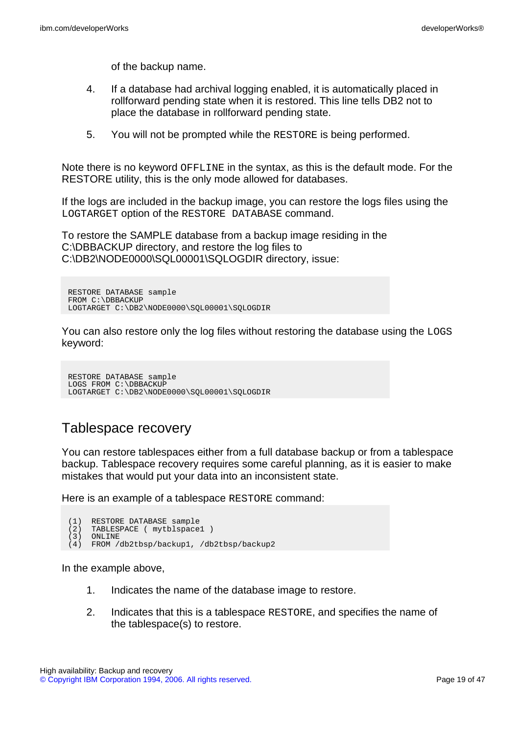of the backup name.

4. If a database had archival logging enabled, it is automatically placed in rollforward pending state when it is restored. This line tells DB2 not to place the database in rollforward pending state.

5. You will not be prompted while the `RESTORE` is being performed.

Note there is no keyword `OFFLINE` in the syntax, as this is the default mode. For the RESTORE utility, this is the only mode allowed for databases.

If the logs are included in the backup image, you can restore the logs files using the `LOGTARGET` option of the `RESTORE DATABASE` command.

To restore the SAMPLE database from a backup image residing in the C:\DBBACKUP directory, and restore the log files to C:\DB2\NODE0000\SQL00001\SQLOGDIR directory, issue:

```
RESTORE DATABASE sample
FROM C:\DBBACKUP
LOGTARGET C:\DB2\NODE0000\SQL00001\SQLOGDIR
```

You can also restore only the log files without restoring the database using the `LOGS` keyword:

```
RESTORE DATABASE sample
LOGS FROM C:\DBBACKUP
LOGTARGET C:\DB2\NODE0000\SQL00001\SQLOGDIR
```

## Tablespace recovery

You can restore tablespaces either from a full database backup or from a tablespace backup. Tablespace recovery requires some careful planning, as it is easier to make mistakes that would put your data into an inconsistent state.

Here is an example of a tablespace `RESTORE` command:

```
(1)  RESTORE DATABASE sample
(2)  TABLESPACE ( mytblspace1 )
(3)  ONLINE
(4)  FROM /db2tbsp/backup1, /db2tbsp/backup2
```

In the example above,

1. Indicates the name of the database image to restore.

2. Indicates that this is a tablespace `RESTORE`, and specifies the name of the tablespace(s) to restore.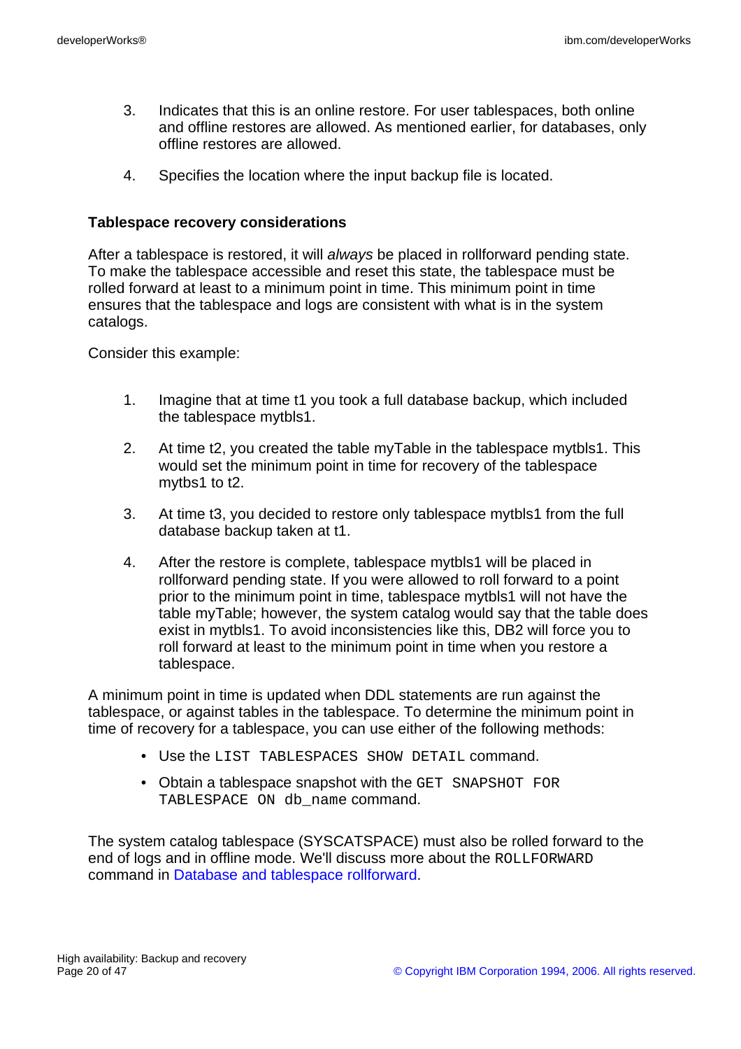3. Indicates that this is an online restore. For user tablespaces, both online and offline restores are allowed. As mentioned earlier, for databases, only offline restores are allowed.

4. Specifies the location where the input backup file is located.

### Tablespace recovery considerations

After a tablespace is restored, it will *always* be placed in rollforward pending state. To make the tablespace accessible and reset this state, the tablespace must be rolled forward at least to a minimum point in time. This minimum point in time ensures that the tablespace and logs are consistent with what is in the system catalogs.

Consider this example:

1. Imagine that at time t1 you took a full database backup, which included the tablespace mytbls1.

2. At time t2, you created the table myTable in the tablespace mytbls1. This would set the minimum point in time for recovery of the tablespace mytbls1 to t2.

3. At time t3, you decided to restore only tablespace mytbls1 from the full database backup taken at t1.

4. After the restore is complete, tablespace mytbls1 will be placed in rollforward pending state. If you were allowed to roll forward to a point prior to the minimum point in time, tablespace mytbls1 will not have the table myTable; however, the system catalog would say that the table does exist in mytbls1. To avoid inconsistencies like this, DB2 will force you to roll forward at least to the minimum point in time when you restore a tablespace.

A minimum point in time is updated when DDL statements are run against the tablespace, or against tables in the tablespace. To determine the minimum point in time of recovery for a tablespace, you can use either of the following methods:

- Use the `LIST TABLESPACES SHOW DETAIL` command.
- Obtain a tablespace snapshot with the `GET SNAPSHOT FOR TABLESPACE ON db_name` command.

The system catalog tablespace (SYSCATSPACE) must also be rolled forward to the end of logs and in offline mode. We'll discuss more about the `ROLLFORWARD` command in Database and tablespace rollforward.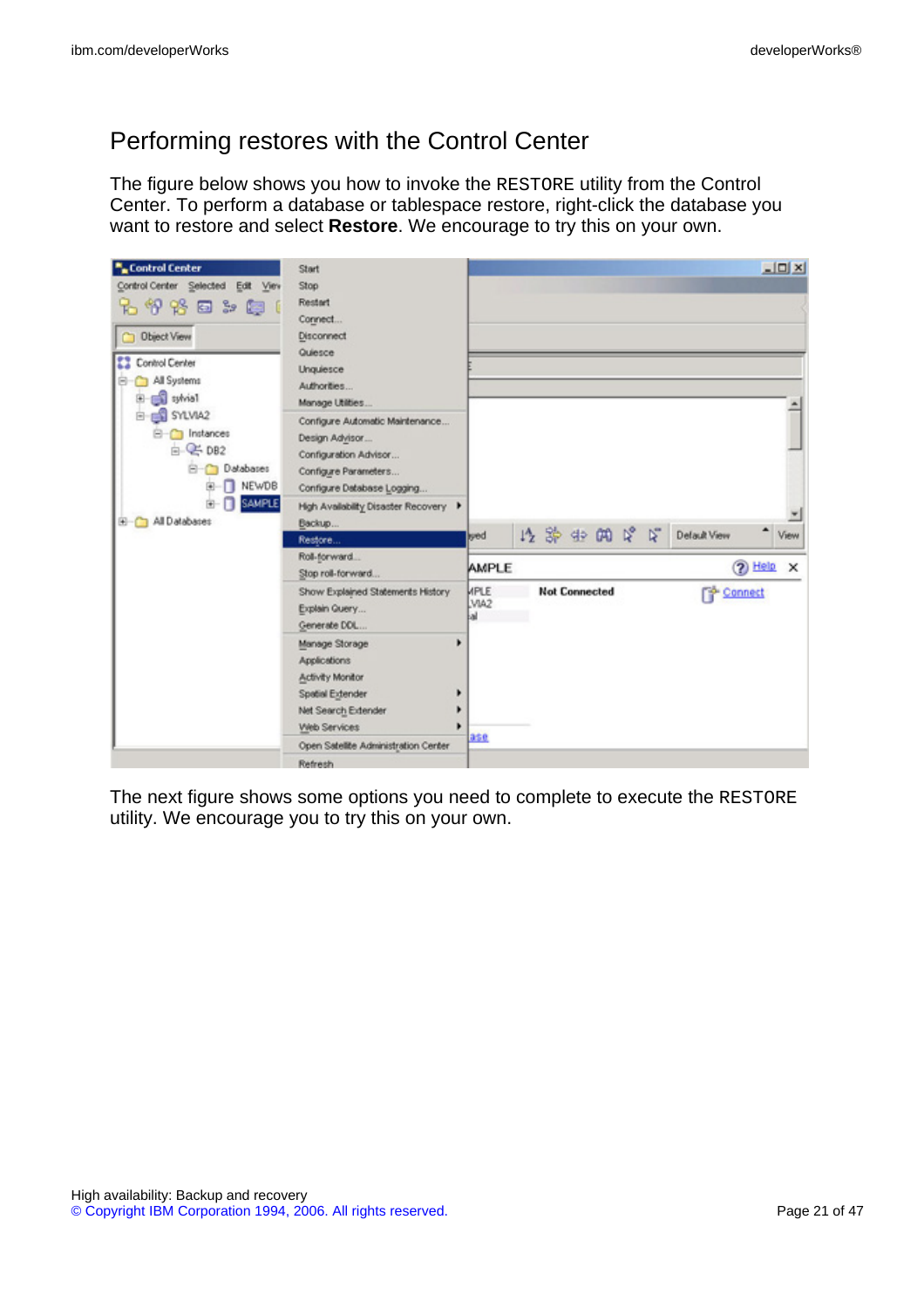## Performing restores with the Control Center

The figure below shows you how to invoke the RESTORE utility from the Control Center. To perform a database or tablespace restore, right-click the database you want to restore and select **Restore**. We encourage to try this on your own.

The next figure shows some options you need to complete to execute the RESTORE utility. We encourage you to try this on your own.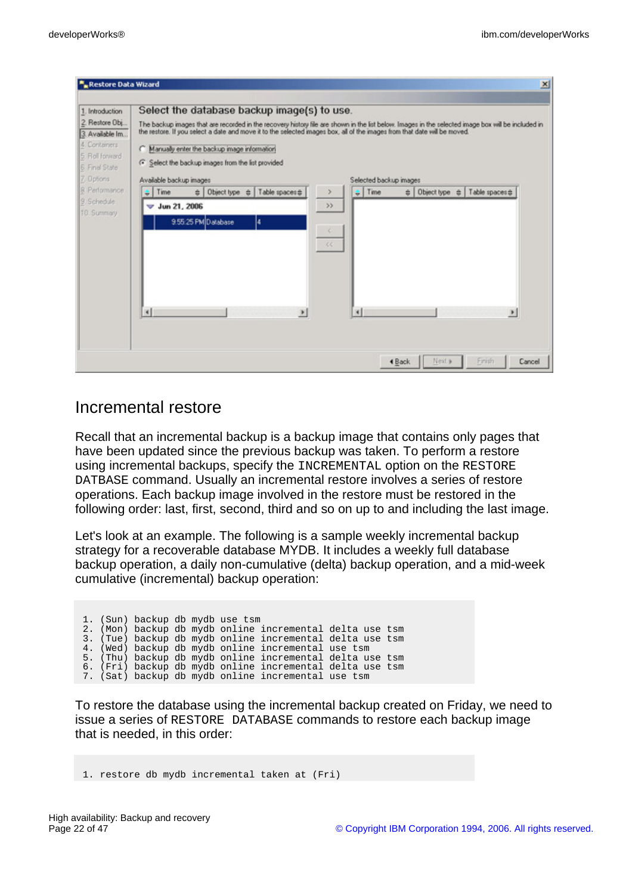## Incremental restore

Recall that an incremental backup is a backup image that contains only pages that have been updated since the previous backup was taken. To perform a restore using incremental backups, specify the `INCREMENTAL` option on the `RESTORE DATBASE` command. Usually an incremental restore involves a series of restore operations. Each backup image involved in the restore must be restored in the following order: last, first, second, third and so on up to and including the last image.

Let's look at an example. The following is a sample weekly incremental backup strategy for a recoverable database MYDB. It includes a weekly full database backup operation, a daily non-cumulative (delta) backup operation, and a mid-week cumulative (incremental) backup operation:

```
1. (Sun) backup db mydb use tsm
2. (Mon) backup db mydb online incremental delta use tsm
3. (Tue) backup db mydb online incremental delta use tsm
4. (Wed) backup db mydb online incremental use tsm
5. (Thu) backup db mydb online incremental delta use tsm
6. (Fri) backup db mydb online incremental delta use tsm
7. (Sat) backup db mydb online incremental use tsm
```

To restore the database using the incremental backup created on Friday, we need to issue a series of `RESTORE DATABASE` commands to restore each backup image that is needed, in this order:

```
1. restore db mydb incremental taken at (Fri)
```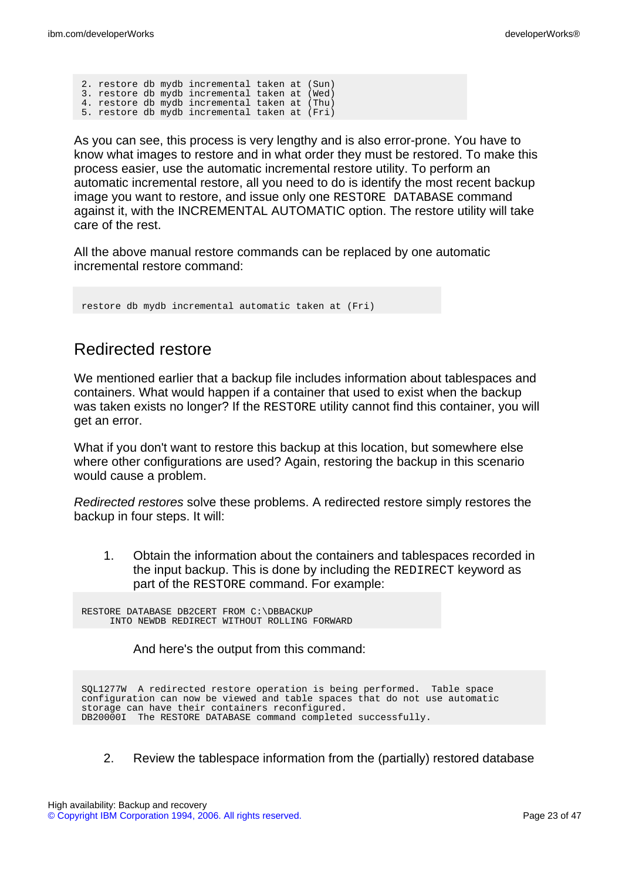```
2. restore db mydb incremental taken at (Sun)
3. restore db mydb incremental taken at (Wed)
4. restore db mydb incremental taken at (Thu)
5. restore db mydb incremental taken at (Fri)
```

As you can see, this process is very lengthy and is also error-prone. You have to know what images to restore and in what order they must be restored. To make this process easier, use the automatic incremental restore utility. To perform an automatic incremental restore, all you need to do is identify the most recent backup image you want to restore, and issue only one `RESTORE DATABASE` command against it, with the INCREMENTAL AUTOMATIC option. The restore utility will take care of the rest.

All the above manual restore commands can be replaced by one automatic incremental restore command:

```
restore db mydb incremental automatic taken at (Fri)
```

## Redirected restore

We mentioned earlier that a backup file includes information about tablespaces and containers. What would happen if a container that used to exist when the backup was taken exists no longer? If the `RESTORE` utility cannot find this container, you will get an error.

What if you don't want to restore this backup at this location, but somewhere else where other configurations are used? Again, restoring the backup in this scenario would cause a problem.

*Redirected restores* solve these problems. A redirected restore simply restores the backup in four steps. It will:

1. Obtain the information about the containers and tablespaces recorded in the input backup. This is done by including the `REDIRECT` keyword as part of the `RESTORE` command. For example:

```
RESTORE DATABASE DB2CERT FROM C:\DBBACKUP
     INTO NEWDB REDIRECT WITHOUT ROLLING FORWARD
```

   And here's the output from this command:

```
SQL1277W  A redirected restore operation is being performed.  Table space
configuration can now be viewed and table spaces that do not use automatic
storage can have their containers reconfigured.
DB20000I  The RESTORE DATABASE command completed successfully.
```

2. Review the tablespace information from the (partially) restored database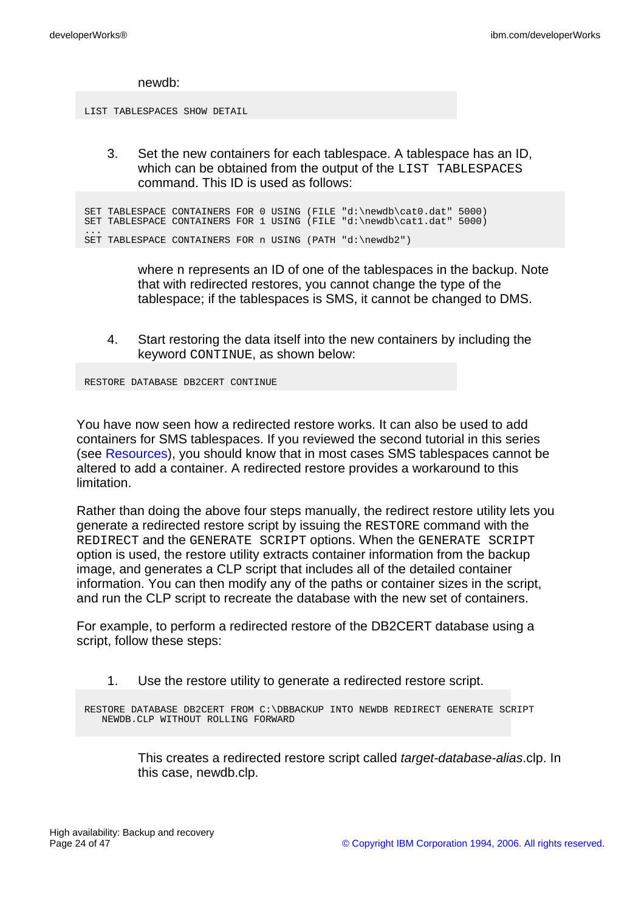newdb:

```
LIST TABLESPACES SHOW DETAIL
```

3. Set the new containers for each tablespace. A tablespace has an ID, which can be obtained from the output of the `LIST TABLESPACES` command. This ID is used as follows:

```
SET TABLESPACE CONTAINERS FOR 0 USING (FILE "d:\newdb\cat0.dat" 5000)
SET TABLESPACE CONTAINERS FOR 1 USING (FILE "d:\newdb\cat1.dat" 5000)
...
SET TABLESPACE CONTAINERS FOR n USING (PATH "d:\newdb2")
```

where n represents an ID of one of the tablespaces in the backup. Note that with redirected restores, you cannot change the type of the tablespace; if the tablespaces is SMS, it cannot be changed to DMS.

4. Start restoring the data itself into the new containers by including the keyword `CONTINUE`, as shown below:

```
RESTORE DATABASE DB2CERT CONTINUE
```

You have now seen how a redirected restore works. It can also be used to add containers for SMS tablespaces. If you reviewed the second tutorial in this series (see Resources), you should know that in most cases SMS tablespaces cannot be altered to add a container. A redirected restore provides a workaround to this limitation.

Rather than doing the above four steps manually, the redirect restore utility lets you generate a redirected restore script by issuing the `RESTORE` command with the `REDIRECT` and the `GENERATE SCRIPT` options. When the `GENERATE SCRIPT` option is used, the restore utility extracts container information from the backup image, and generates a CLP script that includes all of the detailed container information. You can then modify any of the paths or container sizes in the script, and run the CLP script to recreate the database with the new set of containers.

For example, to perform a redirected restore of the DB2CERT database using a script, follow these steps:

1. Use the restore utility to generate a redirected restore script.

```
RESTORE DATABASE DB2CERT FROM C:\DBBACKUP INTO NEWDB REDIRECT GENERATE SCRIPT
   NEWDB.CLP WITHOUT ROLLING FORWARD
```

This creates a redirected restore script called *target-database-alias*.clp. In this case, newdb.clp.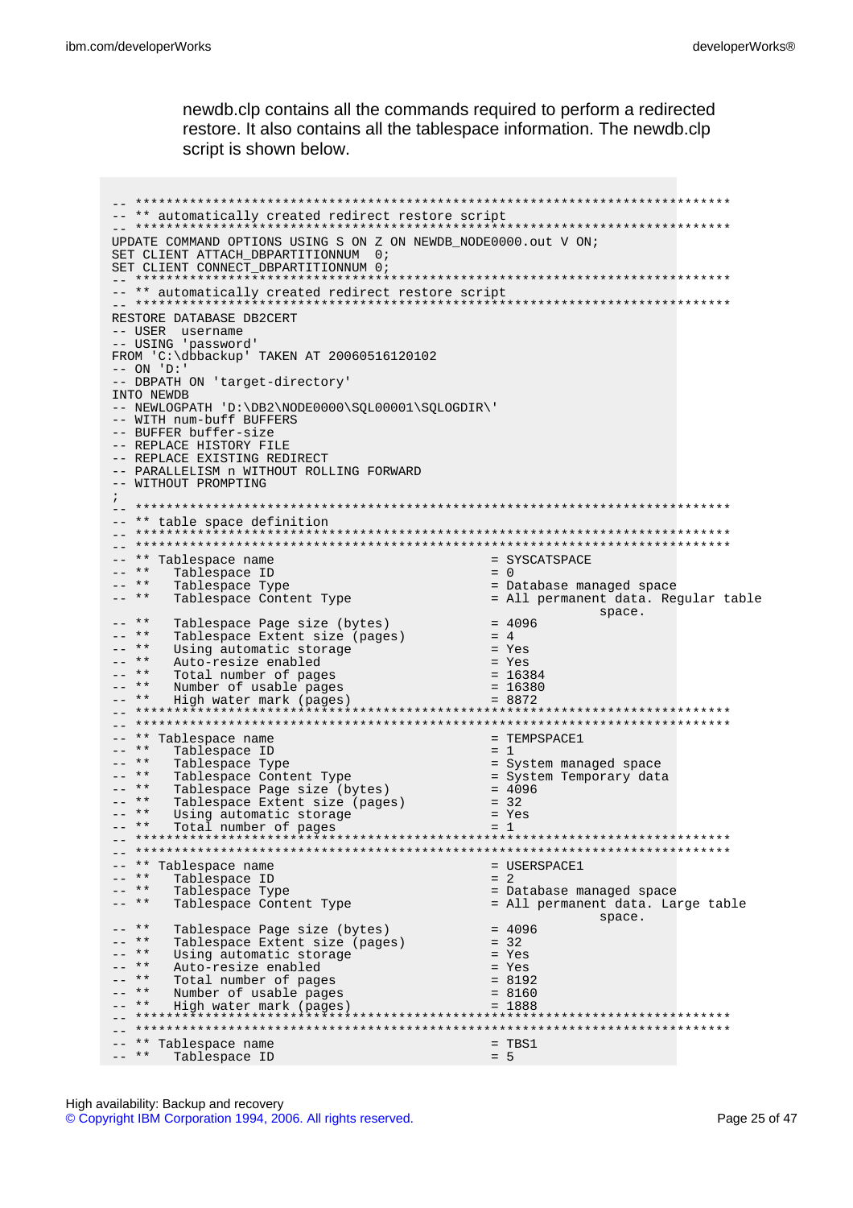newdb.clp contains all the commands required to perform a redirected restore. It also contains all the tablespace information. The newdb.clp script is shown below.

```
-- ***************************************************************************
-- ** automatically created redirect restore script
-- ***************************************************************************
UPDATE COMMAND OPTIONS USING S ON Z ON NEWDB_NODE0000.out V ON;
SET CLIENT ATTACH_DBPARTITIONNUM  0;
SET CLIENT CONNECT_DBPARTITIONNUM 0;
-- ***************************************************************************
-- ** automatically created redirect restore script
-- ***************************************************************************
RESTORE DATABASE DB2CERT
-- USER  username
-- USING 'password'
FROM 'C:\dbbackup' TAKEN AT 20060516120102
-- ON 'D:'
-- DBPATH ON 'target-directory'
INTO NEWDB
-- NEWLOGPATH 'D:\DB2\NODE0000\SQL00001\SQLOGDIR\'
-- WITH num-buff BUFFERS
-- BUFFER buffer-size
-- REPLACE HISTORY FILE
-- REPLACE EXISTING REDIRECT
-- PARALLELISM n WITHOUT ROLLING FORWARD
-- WITHOUT PROMPTING
;
-- ***************************************************************************
-- ** table space definition
-- ***************************************************************************
-- ***************************************************************************
-- ** Tablespace name                            = SYSCATSPACE
-- **   Tablespace ID                            = 0
-- **   Tablespace Type                          = Database managed space
-- **   Tablespace Content Type                  = All permanent data. Regular table
                                                              space.
-- **   Tablespace Page size (bytes)             = 4096
-- **   Tablespace Extent size (pages)           = 4
-- **   Using automatic storage                  = Yes
-- **   Auto-resize enabled                      = Yes
-- **   Total number of pages                    = 16384
-- **   Number of usable pages                   = 16380
-- **   High water mark (pages)                  = 8872
-- ***************************************************************************
-- ***************************************************************************
-- ** Tablespace name                            = TEMPSPACE1
-- **   Tablespace ID                            = 1
-- **   Tablespace Type                          = System managed space
-- **   Tablespace Content Type                  = System Temporary data
-- **   Tablespace Page size (bytes)             = 4096
-- **   Tablespace Extent size (pages)           = 32
-- **   Using automatic storage                  = Yes
-- **   Total number of pages                    = 1
-- ***************************************************************************
-- ***************************************************************************
-- ** Tablespace name                            = USERSPACE1
-- **   Tablespace ID                            = 2
-- **   Tablespace Type                          = Database managed space
-- **   Tablespace Content Type                  = All permanent data. Large table
                                                              space.
-- **   Tablespace Page size (bytes)             = 4096
-- **   Tablespace Extent size (pages)           = 32
-- **   Using automatic storage                  = Yes
-- **   Auto-resize enabled                      = Yes
-- **   Total number of pages                    = 8192
-- **   Number of usable pages                   = 8160
-- **   High water mark (pages)                  = 1888
-- ***************************************************************************
-- ***************************************************************************
-- ** Tablespace name                            = TBS1
-- **   Tablespace ID                            = 5
```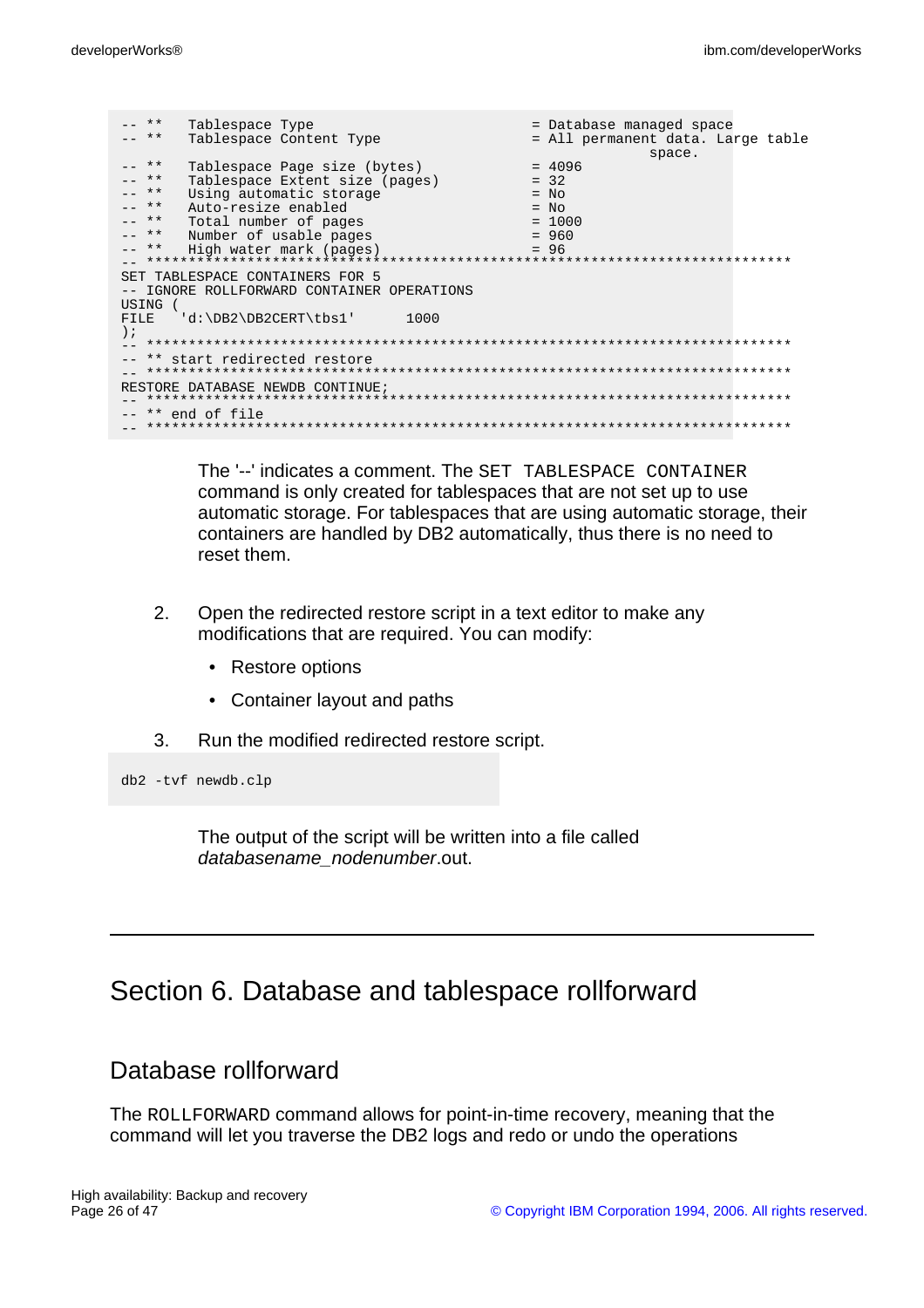```
-- **   Tablespace Type                                 = Database managed space
-- **   Tablespace Content Type                         = All permanent data. Large table
                                                                    space.
-- **   Tablespace Page size (bytes)                    = 4096
-- **   Tablespace Extent size (pages)                  = 32
-- **   Using automatic storage                         = No
-- **   Auto-resize enabled                             = No
-- **   Total number of pages                           = 1000
-- **   Number of usable pages                          = 960
-- **   High water mark (pages)                         = 96
-- ****************************************************************************
SET TABLESPACE CONTAINERS FOR 5
-- IGNORE ROLLFORWARD CONTAINER OPERATIONS
USING (
FILE   'd:\DB2\DB2CERT\tbs1'      1000
);
-- ****************************************************************************
-- ** start redirected restore
-- ****************************************************************************
RESTORE DATABASE NEWDB CONTINUE;
-- ****************************************************************************
-- ** end of file
-- ****************************************************************************
```

The '--' indicates a comment. The `SET TABLESPACE CONTAINER` command is only created for tablespaces that are not set up to use automatic storage. For tablespaces that are using automatic storage, their containers are handled by DB2 automatically, thus there is no need to reset them.

2. Open the redirected restore script in a text editor to make any modifications that are required. You can modify:
   - Restore options
   - Container layout and paths
3. Run the modified redirected restore script.

```
db2 -tvf newdb.clp
```

The output of the script will be written into a file called *databasename_nodenumber*.out.

# Section 6. Database and tablespace rollforward

## Database rollforward

The `ROLLFORWARD` command allows for point-in-time recovery, meaning that the command will let you traverse the DB2 logs and redo or undo the operations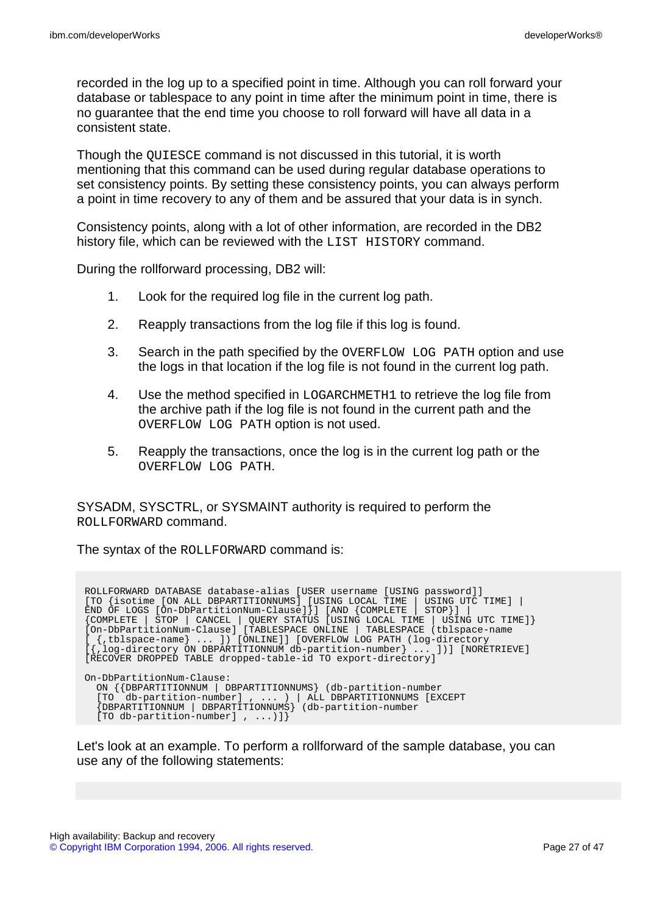recorded in the log up to a specified point in time. Although you can roll forward your database or tablespace to any point in time after the minimum point in time, there is no guarantee that the end time you choose to roll forward will have all data in a consistent state.

Though the `QUIESCE` command is not discussed in this tutorial, it is worth mentioning that this command can be used during regular database operations to set consistency points. By setting these consistency points, you can always perform a point in time recovery to any of them and be assured that your data is in synch.

Consistency points, along with a lot of other information, are recorded in the DB2 history file, which can be reviewed with the `LIST HISTORY` command.

During the rollforward processing, DB2 will:

1. Look for the required log file in the current log path.
2. Reapply transactions from the log file if this log is found.
3. Search in the path specified by the `OVERFLOW LOG PATH` option and use the logs in that location if the log file is not found in the current log path.
4. Use the method specified in `LOGARCHMETH1` to retrieve the log file from the archive path if the log file is not found in the current path and the `OVERFLOW LOG PATH` option is not used.
5. Reapply the transactions, once the log is in the current log path or the `OVERFLOW LOG PATH`.

SYSADM, SYSCTRL, or SYSMAINT authority is required to perform the `ROLLFORWARD` command.

The syntax of the `ROLLFORWARD` command is:

```
ROLLFORWARD DATABASE database-alias [USER username [USING password]]
[TO {isotime [ON ALL DBPARTITIONNUMS] [USING LOCAL TIME | USING UTC TIME] |
END OF LOGS [On-DbPartitionNum-Clause]}] [AND {COMPLETE | STOP}] |
{COMPLETE | STOP | CANCEL | QUERY STATUS [USING LOCAL TIME | USING UTC TIME]}
[On-DbPartitionNum-Clause] [TABLESPACE ONLINE | TABLESPACE (tblspace-name
[ {,tblspace-name} ... ]) [ONLINE]] [OVERFLOW LOG PATH (log-directory
[{,log-directory ON DBPARTITIONNUM db-partition-number} ... ])] [NORETRIEVE]
[RECOVER DROPPED TABLE dropped-table-id TO export-directory]

On-DbPartitionNum-Clause:
  ON {{DBPARTITIONNUM | DBPARTITIONNUMS} (db-partition-number
  [TO  db-partition-number] , ... ) | ALL DBPARTITIONNUMS [EXCEPT
  {DBPARTITIONNUM | DBPARTITIONNUMS} (db-partition-number
  [TO db-partition-number] , ...)]}
```

Let's look at an example. To perform a rollforward of the sample database, you can use any of the following statements: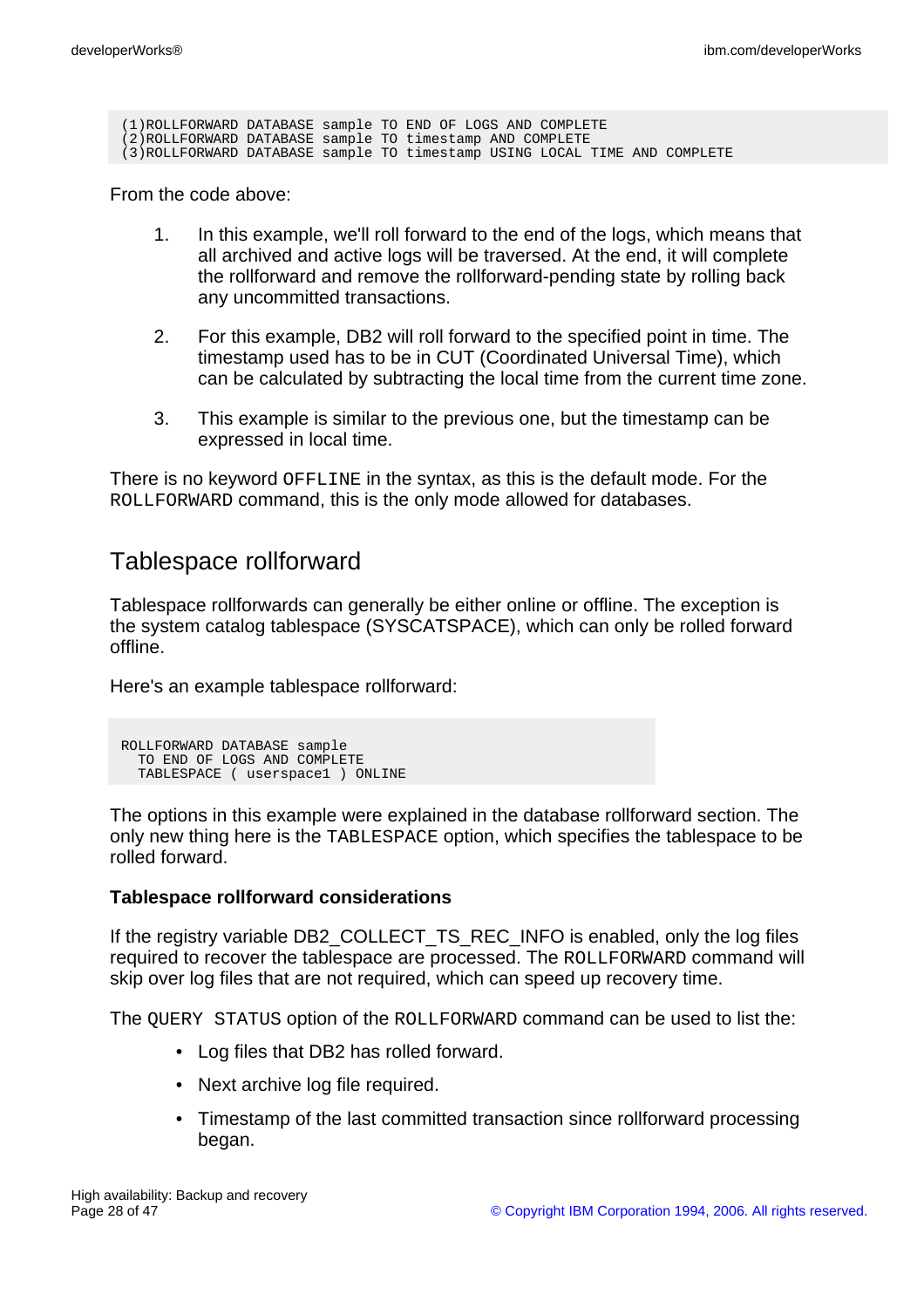```
(1)ROLLFORWARD DATABASE sample TO END OF LOGS AND COMPLETE
(2)ROLLFORWARD DATABASE sample TO timestamp AND COMPLETE
(3)ROLLFORWARD DATABASE sample TO timestamp USING LOCAL TIME AND COMPLETE
```

From the code above:

1. In this example, we'll roll forward to the end of the logs, which means that all archived and active logs will be traversed. At the end, it will complete the rollforward and remove the rollforward-pending state by rolling back any uncommitted transactions.

2. For this example, DB2 will roll forward to the specified point in time. The timestamp used has to be in CUT (Coordinated Universal Time), which can be calculated by subtracting the local time from the current time zone.

3. This example is similar to the previous one, but the timestamp can be expressed in local time.

There is no keyword `OFFLINE` in the syntax, as this is the default mode. For the `ROLLFORWARD` command, this is the only mode allowed for databases.

## Tablespace rollforward

Tablespace rollforwards can generally be either online or offline. The exception is the system catalog tablespace (SYSCATSPACE), which can only be rolled forward offline.

Here's an example tablespace rollforward:

```
ROLLFORWARD DATABASE sample
  TO END OF LOGS AND COMPLETE
  TABLESPACE ( userspace1 ) ONLINE
```

The options in this example were explained in the database rollforward section. The only new thing here is the `TABLESPACE` option, which specifies the tablespace to be rolled forward.

### Tablespace rollforward considerations

If the registry variable DB2_COLLECT_TS_REC_INFO is enabled, only the log files required to recover the tablespace are processed. The `ROLLFORWARD` command will skip over log files that are not required, which can speed up recovery time.

The `QUERY STATUS` option of the `ROLLFORWARD` command can be used to list the:

- Log files that DB2 has rolled forward.
- Next archive log file required.
- Timestamp of the last committed transaction since rollforward processing began.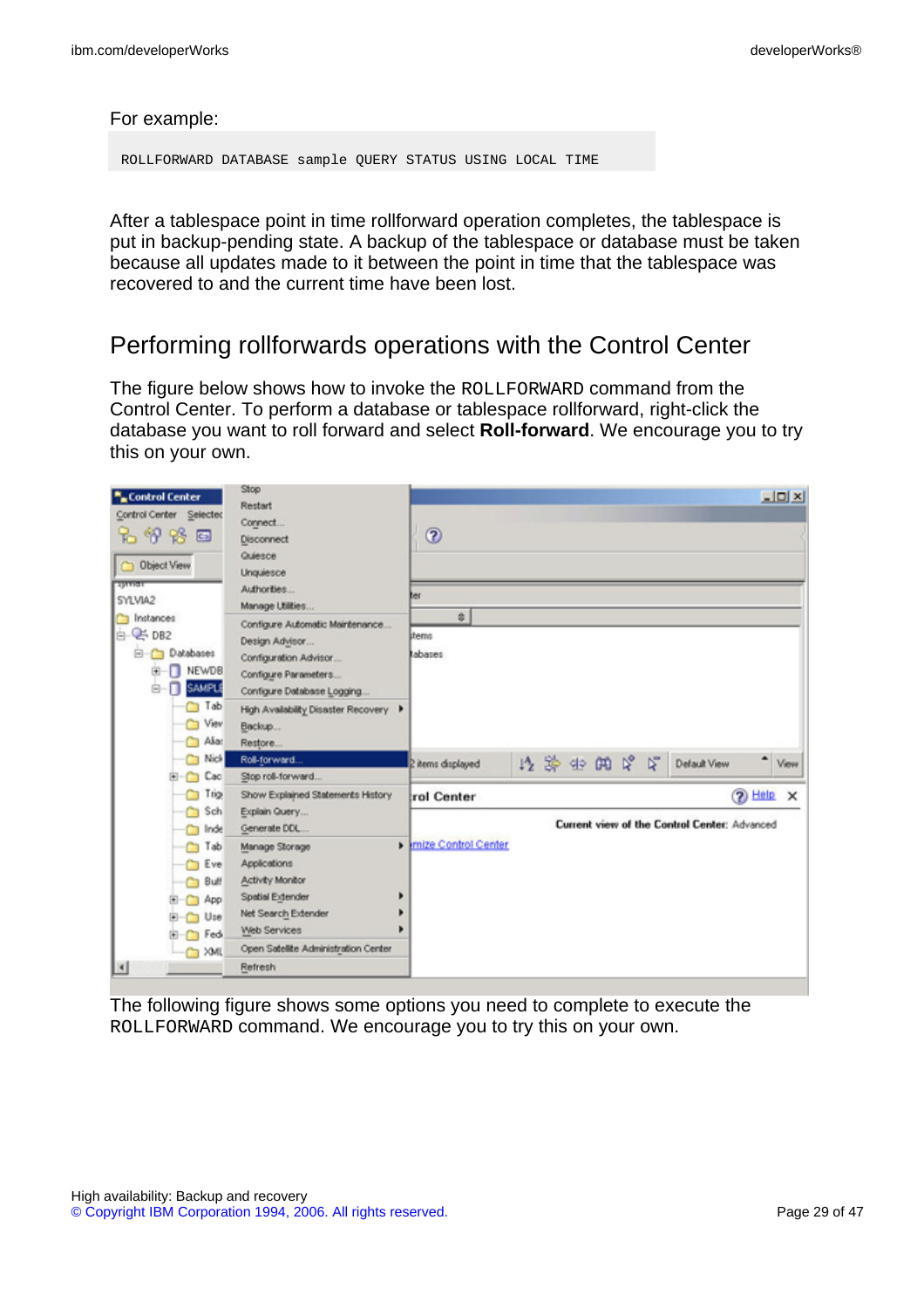For example:

```
ROLLFORWARD DATABASE sample QUERY STATUS USING LOCAL TIME
```

After a tablespace point in time rollforward operation completes, the tablespace is put in backup-pending state. A backup of the tablespace or database must be taken because all updates made to it between the point in time that the tablespace was recovered to and the current time have been lost.

## Performing rollforwards operations with the Control Center

The figure below shows how to invoke the `ROLLFORWARD` command from the Control Center. To perform a database or tablespace rollforward, right-click the database you want to roll forward and select **Roll-forward**. We encourage you to try this on your own.

The following figure shows some options you need to complete to execute the `ROLLFORWARD` command. We encourage you to try this on your own.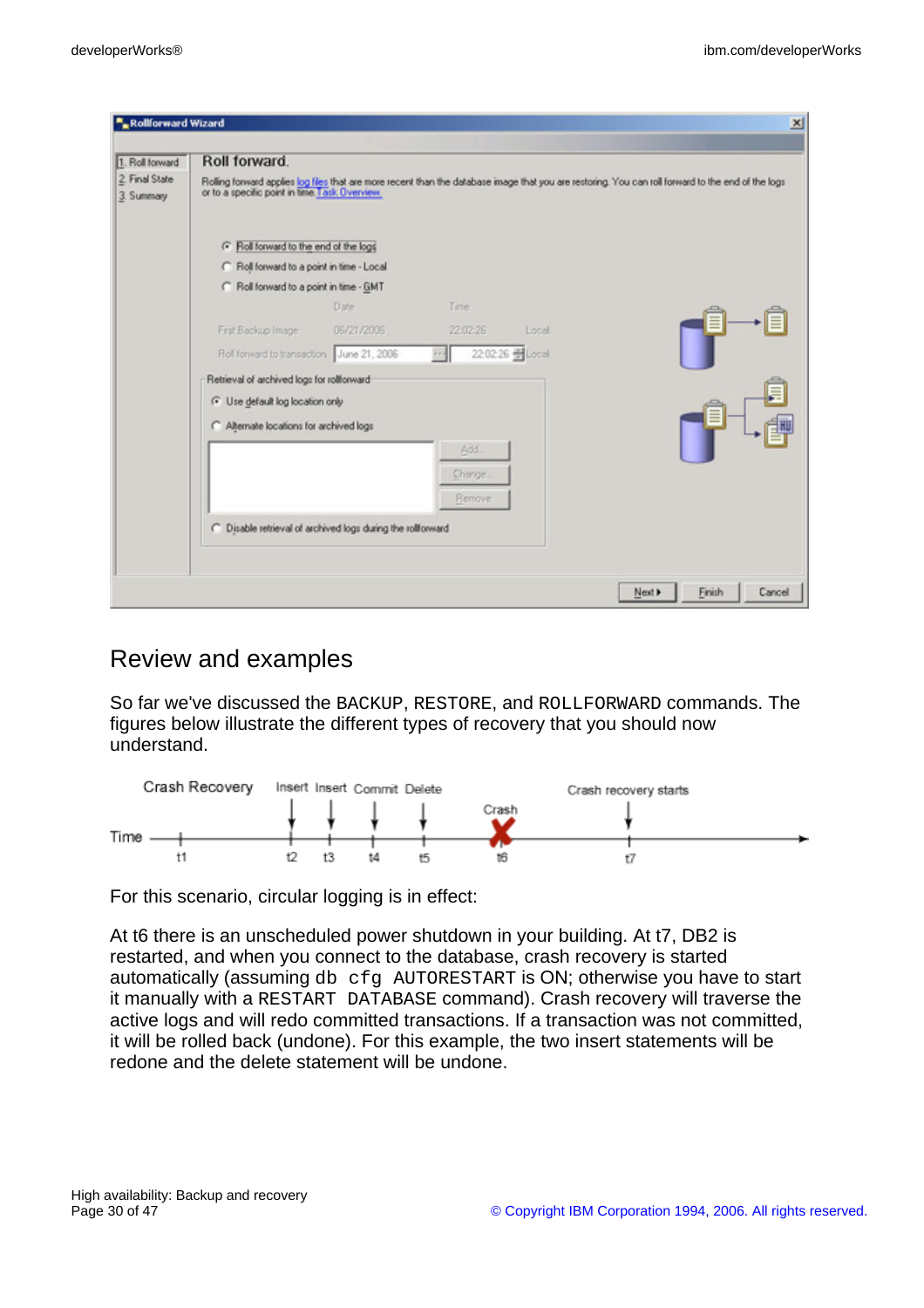## Review and examples

So far we've discussed the `BACKUP`, `RESTORE`, and `ROLLFORWARD` commands. The figures below illustrate the different types of recovery that you should now understand.

Crash Recovery

Insert Insert Commit Delete

Crash

Crash recovery starts

Time

t1 t2 t3 t4 t5 t6 t7

For this scenario, circular logging is in effect:

At t6 there is an unscheduled power shutdown in your building. At t7, DB2 is restarted, and when you connect to the database, crash recovery is started automatically (assuming `db cfg AUTORESTART` is ON; otherwise you have to start it manually with a `RESTART DATABASE` command). Crash recovery will traverse the active logs and will redo committed transactions. If a transaction was not committed, it will be rolled back (undone). For this example, the two insert statements will be redone and the delete statement will be undone.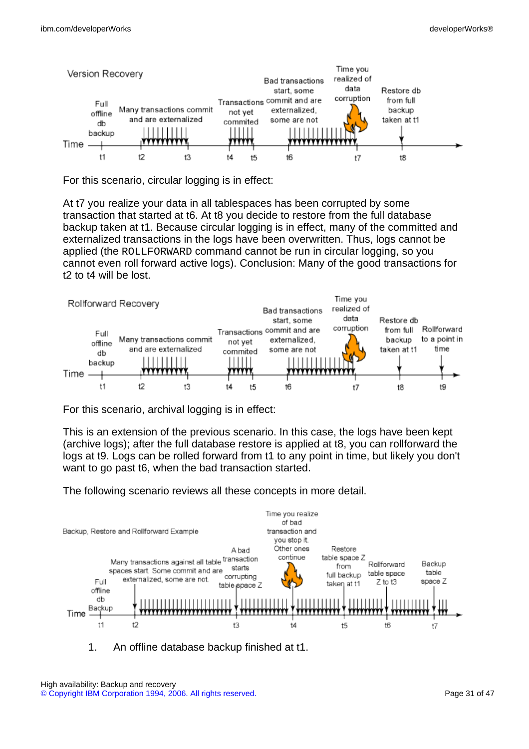For this scenario, circular logging is in effect:

At t7 you realize your data in all tablespaces has been corrupted by some transaction that started at t6. At t8 you decide to restore from the full database backup taken at t1. Because circular logging is in effect, many of the committed and externalized transactions in the logs have been overwritten. Thus, logs cannot be applied (the `ROLLFORWARD` command cannot be run in circular logging, so you cannot even roll forward active logs). Conclusion: Many of the good transactions for t2 to t4 will be lost.

For this scenario, archival logging is in effect:

This is an extension of the previous scenario. In this case, the logs have been kept (archive logs); after the full database restore is applied at t8, you can rollforward the logs at t9. Logs can be rolled forward from t1 to any point in time, but likely you don't want to go past t6, when the bad transaction started.

The following scenario reviews all these concepts in more detail.

1. An offline database backup finished at t1.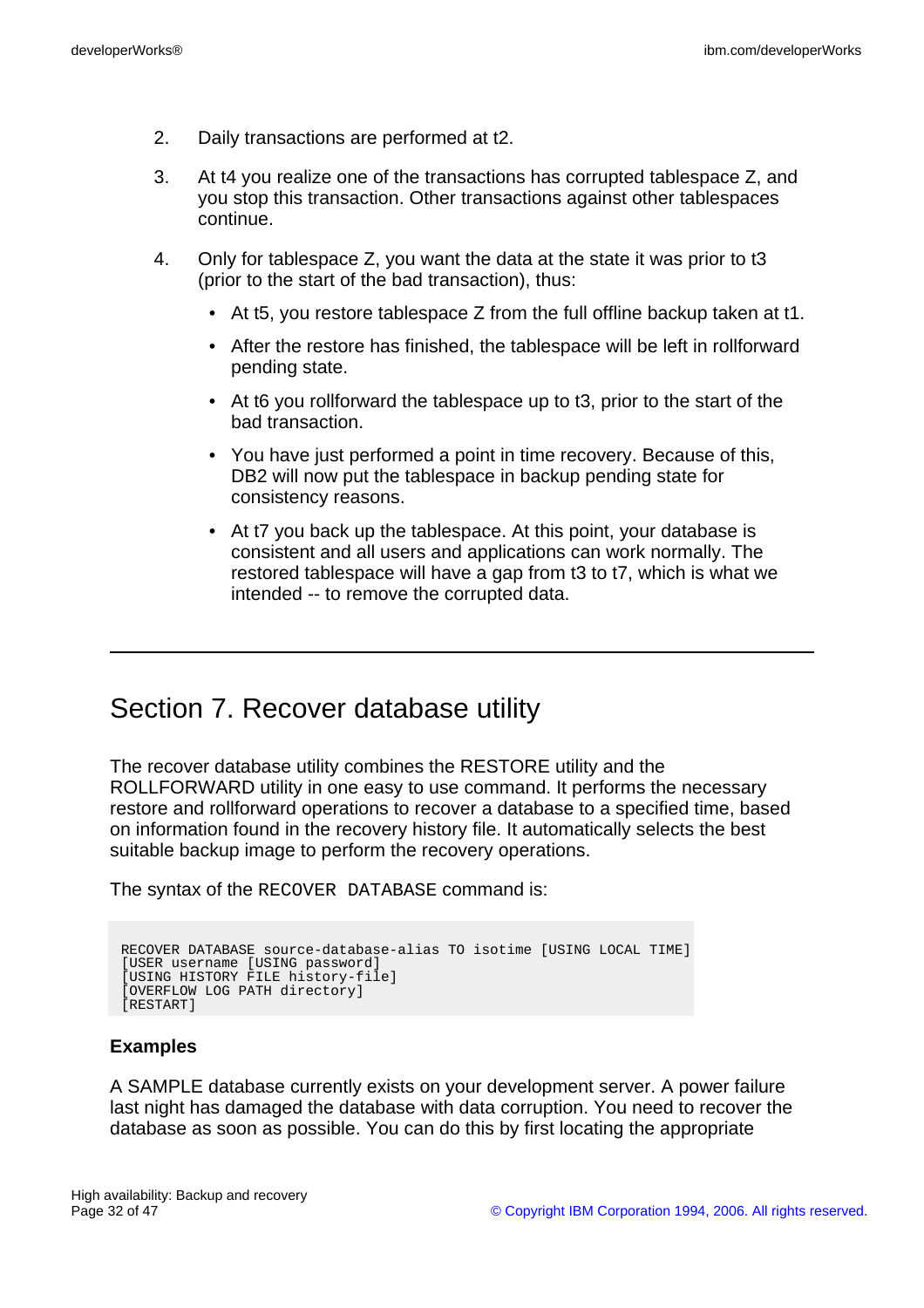2. Daily transactions are performed at t2.

3. At t4 you realize one of the transactions has corrupted tablespace Z, and you stop this transaction. Other transactions against other tablespaces continue.

4. Only for tablespace Z, you want the data at the state it was prior to t3 (prior to the start of the bad transaction), thus:

   - At t5, you restore tablespace Z from the full offline backup taken at t1.
   - After the restore has finished, the tablespace will be left in rollforward pending state.
   - At t6 you rollforward the tablespace up to t3, prior to the start of the bad transaction.
   - You have just performed a point in time recovery. Because of this, DB2 will now put the tablespace in backup pending state for consistency reasons.
   - At t7 you back up the tablespace. At this point, your database is consistent and all users and applications can work normally. The restored tablespace will have a gap from t3 to t7, which is what we intended -- to remove the corrupted data.

---

## Section 7. Recover database utility

The recover database utility combines the RESTORE utility and the ROLLFORWARD utility in one easy to use command. It performs the necessary restore and rollforward operations to recover a database to a specified time, based on information found in the recovery history file. It automatically selects the best suitable backup image to perform the recovery operations.

The syntax of the `RECOVER DATABASE` command is:

```
RECOVER DATABASE source-database-alias TO isotime [USING LOCAL TIME]
[USER username [USING password]
[USING HISTORY FILE history-file]
[OVERFLOW LOG PATH directory]
[RESTART]
```

### Examples

A SAMPLE database currently exists on your development server. A power failure last night has damaged the database with data corruption. You need to recover the database as soon as possible. You can do this by first locating the appropriate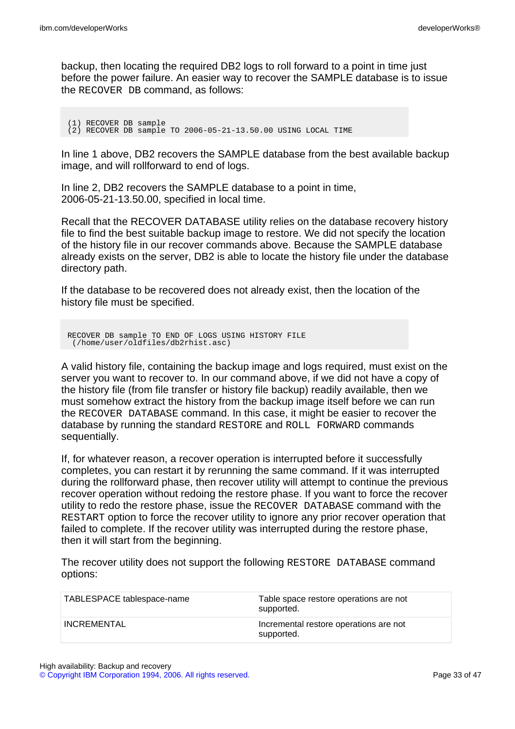backup, then locating the required DB2 logs to roll forward to a point in time just before the power failure. An easier way to recover the SAMPLE database is to issue the `RECOVER DB` command, as follows:

```
(1) RECOVER DB sample
(2) RECOVER DB sample TO 2006-05-21-13.50.00 USING LOCAL TIME
```

In line 1 above, DB2 recovers the SAMPLE database from the best available backup image, and will rollforward to end of logs.

In line 2, DB2 recovers the SAMPLE database to a point in time, 2006-05-21-13.50.00, specified in local time.

Recall that the RECOVER DATABASE utility relies on the database recovery history file to find the best suitable backup image to restore. We did not specify the location of the history file in our recover commands above. Because the SAMPLE database already exists on the server, DB2 is able to locate the history file under the database directory path.

If the database to be recovered does not already exist, then the location of the history file must be specified.

```
RECOVER DB sample TO END OF LOGS USING HISTORY FILE
 (/home/user/oldfiles/db2rhist.asc)
```

A valid history file, containing the backup image and logs required, must exist on the server you want to recover to. In our command above, if we did not have a copy of the history file (from file transfer or history file backup) readily available, then we must somehow extract the history from the backup image itself before we can run the `RECOVER DATABASE` command. In this case, it might be easier to recover the database by running the standard `RESTORE` and `ROLL FORWARD` commands sequentially.

If, for whatever reason, a recover operation is interrupted before it successfully completes, you can restart it by rerunning the same command. If it was interrupted during the rollforward phase, then recover utility will attempt to continue the previous recover operation without redoing the restore phase. If you want to force the recover utility to redo the restore phase, issue the `RECOVER DATABASE` command with the `RESTART` option to force the recover utility to ignore any prior recover operation that failed to complete. If the recover utility was interrupted during the restore phase, then it will start from the beginning.

The recover utility does not support the following `RESTORE DATABASE` command options:

| | |
|---|---|
| TABLESPACE tablespace-name | Table space restore operations are not supported. |
| INCREMENTAL | Incremental restore operations are not supported. |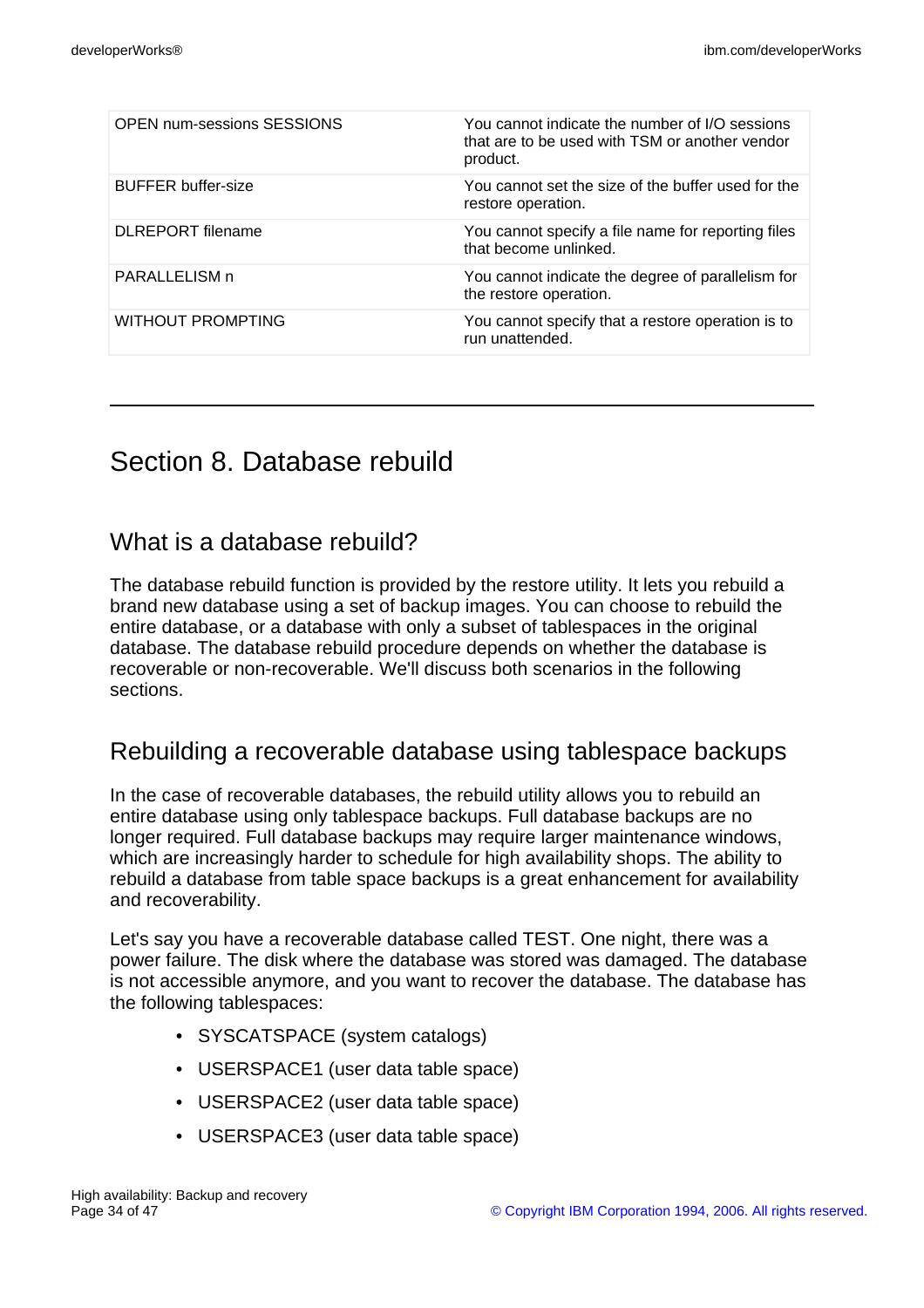| | |
|---|---|
| OPEN num-sessions SESSIONS | You cannot indicate the number of I/O sessions that are to be used with TSM or another vendor product. |
| BUFFER buffer-size | You cannot set the size of the buffer used for the restore operation. |
| DLREPORT filename | You cannot specify a file name for reporting files that become unlinked. |
| PARALLELISM n | You cannot indicate the degree of parallelism for the restore operation. |
| WITHOUT PROMPTING | You cannot specify that a restore operation is to run unattended. |

---

# Section 8. Database rebuild

## What is a database rebuild?

The database rebuild function is provided by the restore utility. It lets you rebuild a brand new database using a set of backup images. You can choose to rebuild the entire database, or a database with only a subset of tablespaces in the original database. The database rebuild procedure depends on whether the database is recoverable or non-recoverable. We'll discuss both scenarios in the following sections.

## Rebuilding a recoverable database using tablespace backups

In the case of recoverable databases, the rebuild utility allows you to rebuild an entire database using only tablespace backups. Full database backups are no longer required. Full database backups may require larger maintenance windows, which are increasingly harder to schedule for high availability shops. The ability to rebuild a database from table space backups is a great enhancement for availability and recoverability.

Let's say you have a recoverable database called TEST. One night, there was a power failure. The disk where the database was stored was damaged. The database is not accessible anymore, and you want to recover the database. The database has the following tablespaces:

- SYSCATSPACE (system catalogs)
- USERSPACE1 (user data table space)
- USERSPACE2 (user data table space)
- USERSPACE3 (user data table space)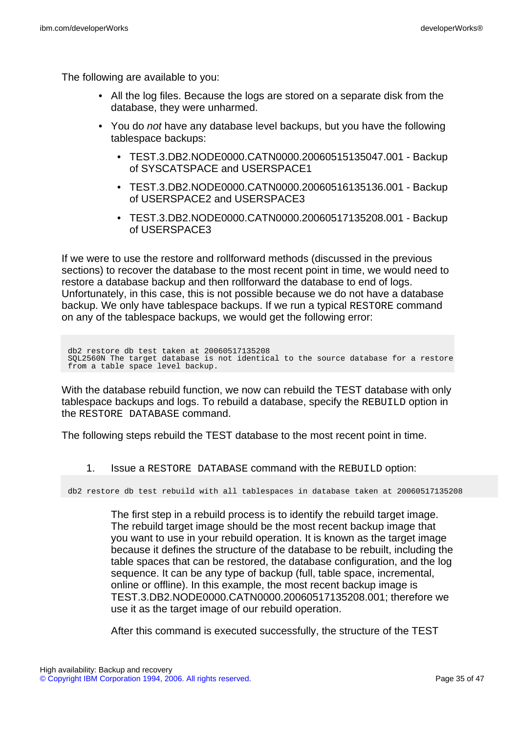The following are available to you:

- All the log files. Because the logs are stored on a separate disk from the database, they were unharmed.
- You do *not* have any database level backups, but you have the following tablespace backups:
  - TEST.3.DB2.NODE0000.CATN0000.20060515135047.001 - Backup of SYSCATSPACE and USERSPACE1
  - TEST.3.DB2.NODE0000.CATN0000.20060516135136.001 - Backup of USERSPACE2 and USERSPACE3
  - TEST.3.DB2.NODE0000.CATN0000.20060517135208.001 - Backup of USERSPACE3

If we were to use the restore and rollforward methods (discussed in the previous sections) to recover the database to the most recent point in time, we would need to restore a database backup and then rollforward the database to end of logs. Unfortunately, in this case, this is not possible because we do not have a database backup. We only have tablespace backups. If we run a typical `RESTORE` command on any of the tablespace backups, we would get the following error:

```
db2 restore db test taken at 20060517135208
SQL2560N The target database is not identical to the source database for a restore
from a table space level backup.
```

With the database rebuild function, we now can rebuild the TEST database with only tablespace backups and logs. To rebuild a database, specify the `REBUILD` option in the `RESTORE DATABASE` command.

The following steps rebuild the TEST database to the most recent point in time.

1. Issue a `RESTORE DATABASE` command with the `REBUILD` option:

```
db2 restore db test rebuild with all tablespaces in database taken at 20060517135208
```

   The first step in a rebuild process is to identify the rebuild target image. The rebuild target image should be the most recent backup image that you want to use in your rebuild operation. It is known as the target image because it defines the structure of the database to be rebuilt, including the table spaces that can be restored, the database configuration, and the log sequence. It can be any type of backup (full, table space, incremental, online or offline). In this example, the most recent backup image is TEST.3.DB2.NODE0000.CATN0000.20060517135208.001; therefore we use it as the target image of our rebuild operation.

   After this command is executed successfully, the structure of the TEST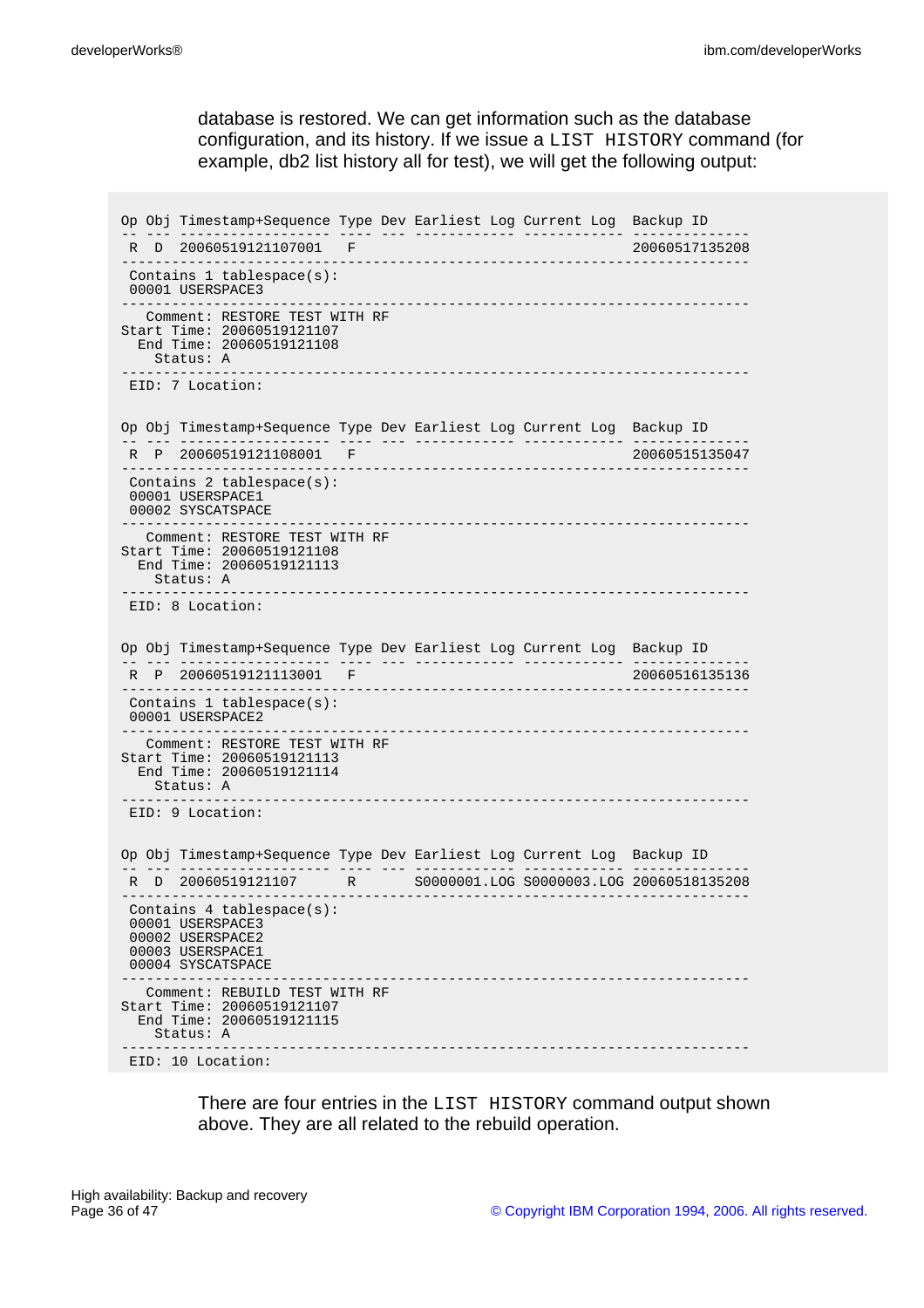database is restored. We can get information such as the database configuration, and its history. If we issue a `LIST HISTORY` command (for example, db2 list history all for test), we will get the following output:

```
Op Obj Timestamp+Sequence Type Dev Earliest Log Current Log  Backup ID
-- --- ------------------ ---- --- ------------ ------------ --------------
 R  D  20060519121107001   F                                 20060517135208
 ----------------------------------------------------------------------------
 Contains 1 tablespace(s):
 00001 USERSPACE3
 ----------------------------------------------------------------------------
   Comment: RESTORE TEST WITH RF
Start Time: 20060519121107
  End Time: 20060519121108
    Status: A
 ----------------------------------------------------------------------------
 EID: 7 Location:

Op Obj Timestamp+Sequence Type Dev Earliest Log Current Log  Backup ID
-- --- ------------------ ---- --- ------------ ------------ --------------
 R  P  20060519121108001   F                                 20060515135047
 ----------------------------------------------------------------------------
 Contains 2 tablespace(s):
 00001 USERSPACE1
 00002 SYSCATSPACE
 ----------------------------------------------------------------------------
   Comment: RESTORE TEST WITH RF
Start Time: 20060519121108
  End Time: 20060519121113
    Status: A
 ----------------------------------------------------------------------------
 EID: 8 Location:

Op Obj Timestamp+Sequence Type Dev Earliest Log Current Log  Backup ID
-- --- ------------------ ---- --- ------------ ------------ --------------
 R  P  20060519121113001   F                                 20060516135136
 ----------------------------------------------------------------------------
 Contains 1 tablespace(s):
 00001 USERSPACE2
 ----------------------------------------------------------------------------
   Comment: RESTORE TEST WITH RF
Start Time: 20060519121113
  End Time: 20060519121114
    Status: A
 ----------------------------------------------------------------------------
 EID: 9 Location:

Op Obj Timestamp+Sequence Type Dev Earliest Log Current Log  Backup ID
-- --- ------------------ ---- --- ------------ ------------ --------------
 R  D  20060519121107      R       S0000001.LOG S0000003.LOG 20060518135208
 ----------------------------------------------------------------------------
 Contains 4 tablespace(s):
 00001 USERSPACE3
 00002 USERSPACE2
 00003 USERSPACE1
 00004 SYSCATSPACE
 ----------------------------------------------------------------------------
   Comment: REBUILD TEST WITH RF
Start Time: 20060519121107
  End Time: 20060519121115
    Status: A
 ----------------------------------------------------------------------------
 EID: 10 Location:
```

There are four entries in the `LIST HISTORY` command output shown above. They are all related to the rebuild operation.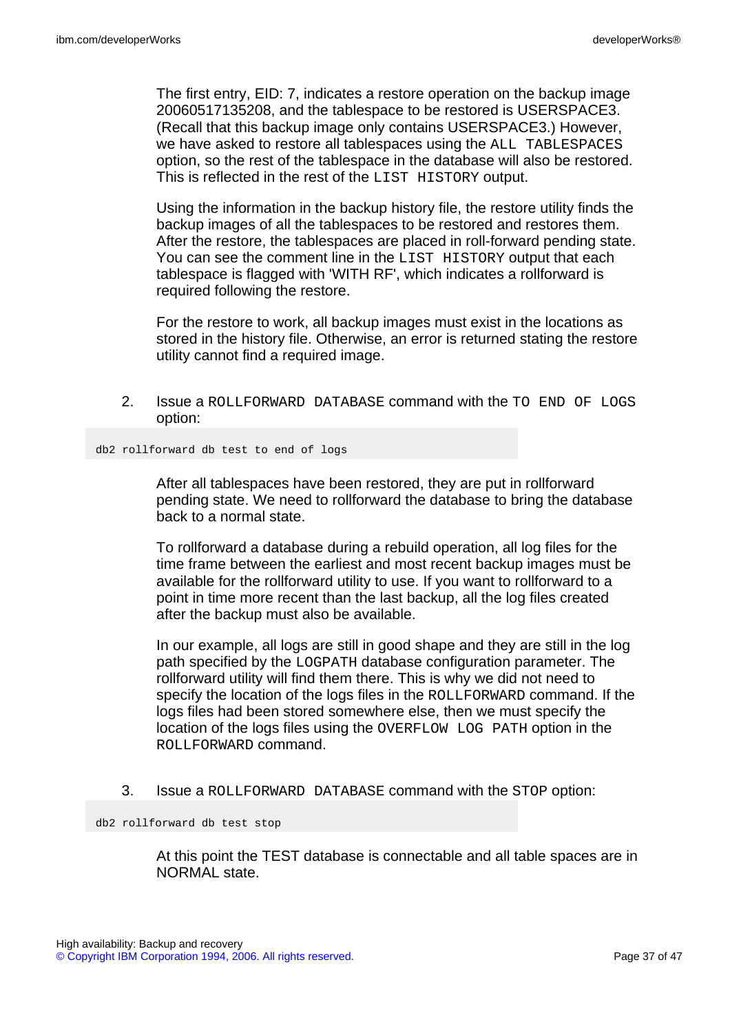The first entry, EID: 7, indicates a restore operation on the backup image 20060517135208, and the tablespace to be restored is USERSPACE3. (Recall that this backup image only contains USERSPACE3.) However, we have asked to restore all tablespaces using the `ALL TABLESPACES` option, so the rest of the tablespace in the database will also be restored. This is reflected in the rest of the `LIST HISTORY` output.

Using the information in the backup history file, the restore utility finds the backup images of all the tablespaces to be restored and restores them. After the restore, the tablespaces are placed in roll-forward pending state. You can see the comment line in the `LIST HISTORY` output that each tablespace is flagged with 'WITH RF', which indicates a rollforward is required following the restore.

For the restore to work, all backup images must exist in the locations as stored in the history file. Otherwise, an error is returned stating the restore utility cannot find a required image.

2. Issue a `ROLLFORWARD DATABASE` command with the `TO END OF LOGS` option:

```
db2 rollforward db test to end of logs
```

After all tablespaces have been restored, they are put in rollforward pending state. We need to rollforward the database to bring the database back to a normal state.

To rollforward a database during a rebuild operation, all log files for the time frame between the earliest and most recent backup images must be available for the rollforward utility to use. If you want to rollforward to a point in time more recent than the last backup, all the log files created after the backup must also be available.

In our example, all logs are still in good shape and they are still in the log path specified by the `LOGPATH` database configuration parameter. The rollforward utility will find them there. This is why we did not need to specify the location of the logs files in the `ROLLFORWARD` command. If the logs files had been stored somewhere else, then we must specify the location of the logs files using the `OVERFLOW LOG PATH` option in the `ROLLFORWARD` command.

3. Issue a `ROLLFORWARD DATABASE` command with the `STOP` option:

```
db2 rollforward db test stop
```

At this point the TEST database is connectable and all table spaces are in NORMAL state.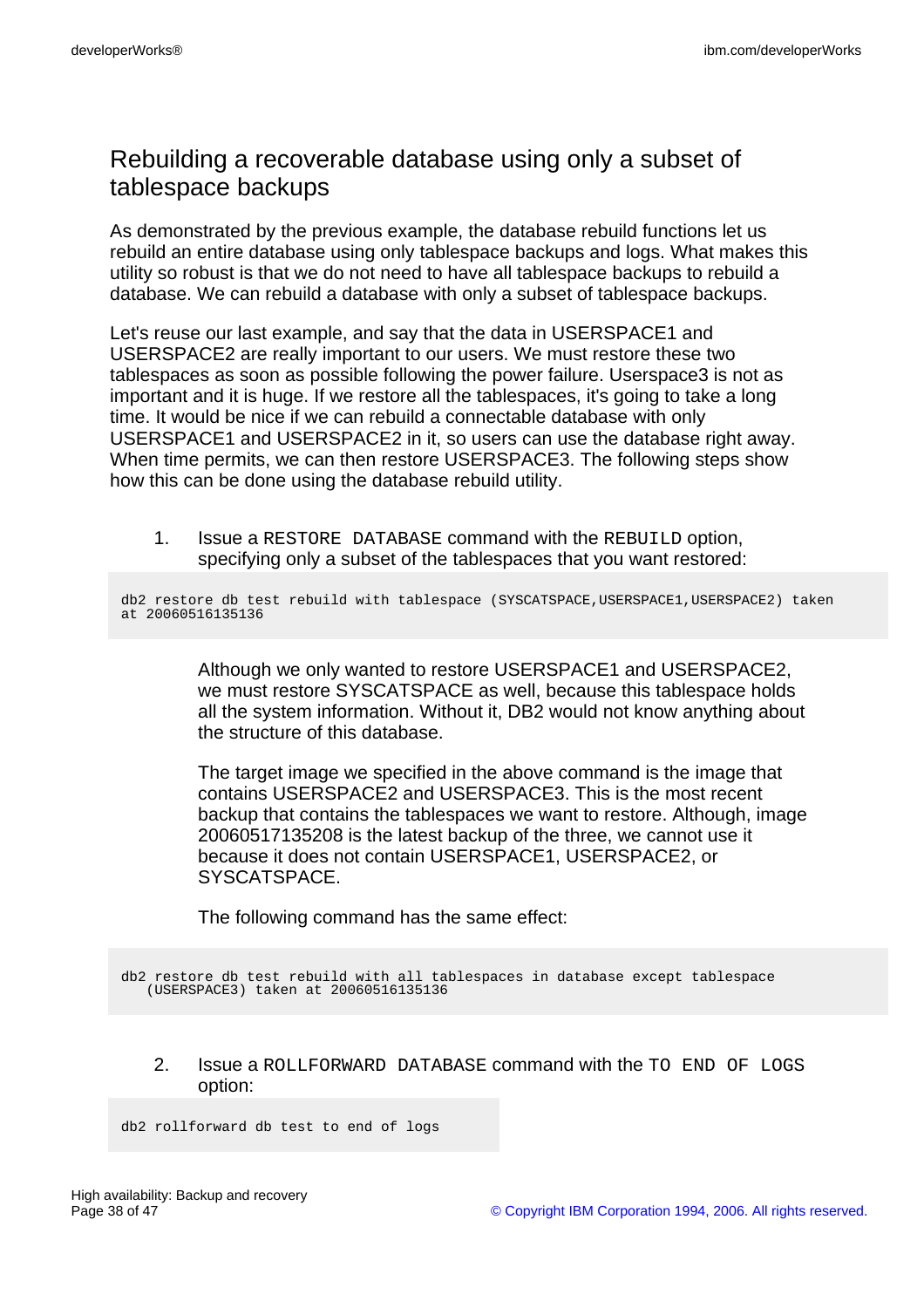## Rebuilding a recoverable database using only a subset of tablespace backups

As demonstrated by the previous example, the database rebuild functions let us rebuild an entire database using only tablespace backups and logs. What makes this utility so robust is that we do not need to have all tablespace backups to rebuild a database. We can rebuild a database with only a subset of tablespace backups.

Let's reuse our last example, and say that the data in USERSPACE1 and USERSPACE2 are really important to our users. We must restore these two tablespaces as soon as possible following the power failure. Userspace3 is not as important and it is huge. If we restore all the tablespaces, it's going to take a long time. It would be nice if we can rebuild a connectable database with only USERSPACE1 and USERSPACE2 in it, so users can use the database right away. When time permits, we can then restore USERSPACE3. The following steps show how this can be done using the database rebuild utility.

1. Issue a `RESTORE DATABASE` command with the `REBUILD` option, specifying only a subset of the tablespaces that you want restored:

```
db2 restore db test rebuild with tablespace (SYSCATSPACE,USERSPACE1,USERSPACE2) taken
at 20060516135136
```

   Although we only wanted to restore USERSPACE1 and USERSPACE2, we must restore SYSCATSPACE as well, because this tablespace holds all the system information. Without it, DB2 would not know anything about the structure of this database.

   The target image we specified in the above command is the image that contains USERSPACE2 and USERSPACE3. This is the most recent backup that contains the tablespaces we want to restore. Although, image 20060517135208 is the latest backup of the three, we cannot use it because it does not contain USERSPACE1, USERSPACE2, or SYSCATSPACE.

   The following command has the same effect:

```
db2 restore db test rebuild with all tablespaces in database except tablespace
   (USERSPACE3) taken at 20060516135136
```

2. Issue a `ROLLFORWARD DATABASE` command with the `TO END OF LOGS` option:

```
db2 rollforward db test to end of logs
```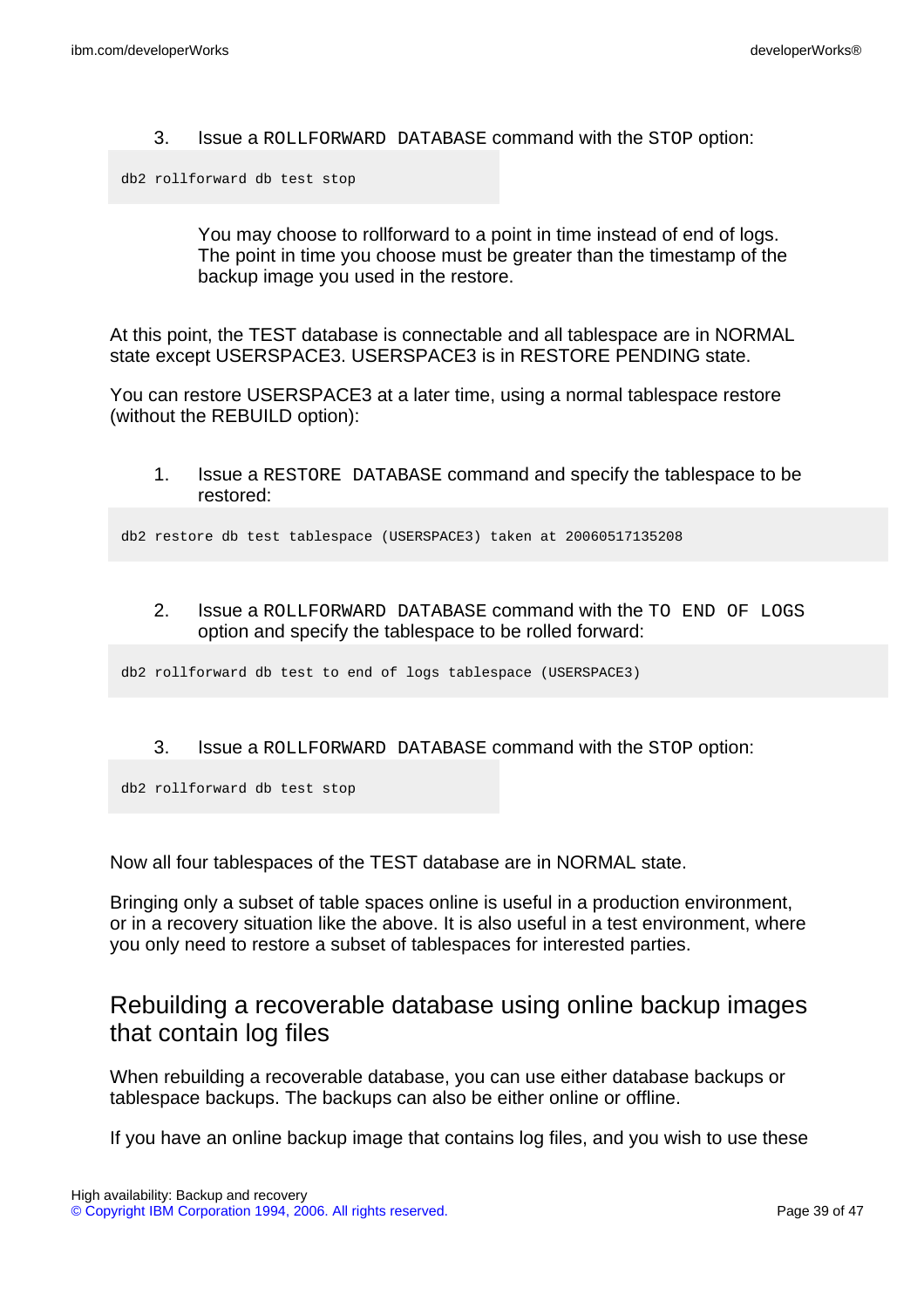3. Issue a `ROLLFORWARD DATABASE` command with the `STOP` option:

```
db2 rollforward db test stop
```

   You may choose to rollforward to a point in time instead of end of logs. The point in time you choose must be greater than the timestamp of the backup image you used in the restore.

At this point, the TEST database is connectable and all tablespace are in NORMAL state except USERSPACE3. USERSPACE3 is in RESTORE PENDING state.

You can restore USERSPACE3 at a later time, using a normal tablespace restore (without the REBUILD option):

1. Issue a `RESTORE DATABASE` command and specify the tablespace to be restored:

```
db2 restore db test tablespace (USERSPACE3) taken at 20060517135208
```

2. Issue a `ROLLFORWARD DATABASE` command with the `TO END OF LOGS` option and specify the tablespace to be rolled forward:

```
db2 rollforward db test to end of logs tablespace (USERSPACE3)
```

3. Issue a `ROLLFORWARD DATABASE` command with the `STOP` option:

```
db2 rollforward db test stop
```

Now all four tablespaces of the TEST database are in NORMAL state.

Bringing only a subset of table spaces online is useful in a production environment, or in a recovery situation like the above. It is also useful in a test environment, where you only need to restore a subset of tablespaces for interested parties.

## Rebuilding a recoverable database using online backup images that contain log files

When rebuilding a recoverable database, you can use either database backups or tablespace backups. The backups can also be either online or offline.

If you have an online backup image that contains log files, and you wish to use these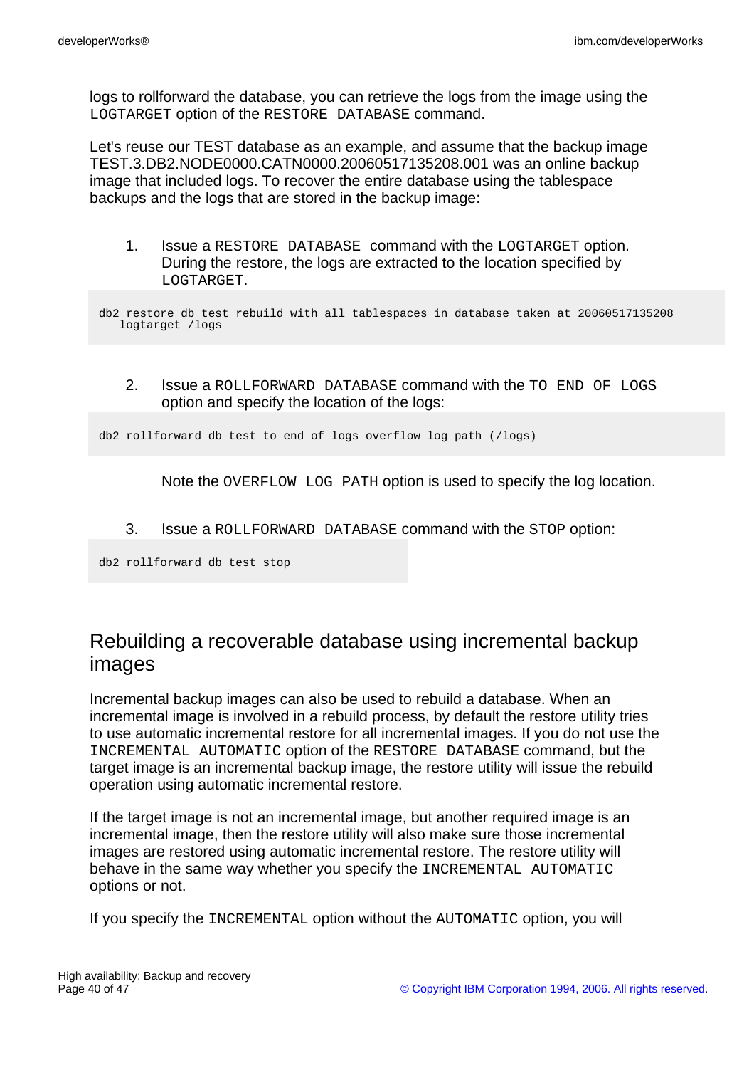logs to rollforward the database, you can retrieve the logs from the image using the `LOGTARGET` option of the `RESTORE DATABASE` command.

Let's reuse our TEST database as an example, and assume that the backup image TEST.3.DB2.NODE0000.CATN0000.20060517135208.001 was an online backup image that included logs. To recover the entire database using the tablespace backups and the logs that are stored in the backup image:

1. Issue a `RESTORE DATABASE` command with the `LOGTARGET` option. During the restore, the logs are extracted to the location specified by `LOGTARGET`.

```
db2 restore db test rebuild with all tablespaces in database taken at 20060517135208
   logtarget /logs
```

2. Issue a `ROLLFORWARD DATABASE` command with the `TO END OF LOGS` option and specify the location of the logs:

```
db2 rollforward db test to end of logs overflow log path (/logs)
```

   Note the `OVERFLOW LOG PATH` option is used to specify the log location.

3. Issue a `ROLLFORWARD DATABASE` command with the `STOP` option:

```
db2 rollforward db test stop
```

## Rebuilding a recoverable database using incremental backup images

Incremental backup images can also be used to rebuild a database. When an incremental image is involved in a rebuild process, by default the restore utility tries to use automatic incremental restore for all incremental images. If you do not use the `INCREMENTAL AUTOMATIC` option of the `RESTORE DATABASE` command, but the target image is an incremental backup image, the restore utility will issue the rebuild operation using automatic incremental restore.

If the target image is not an incremental image, but another required image is an incremental image, then the restore utility will also make sure those incremental images are restored using automatic incremental restore. The restore utility will behave in the same way whether you specify the `INCREMENTAL AUTOMATIC` options or not.

If you specify the `INCREMENTAL` option without the `AUTOMATIC` option, you will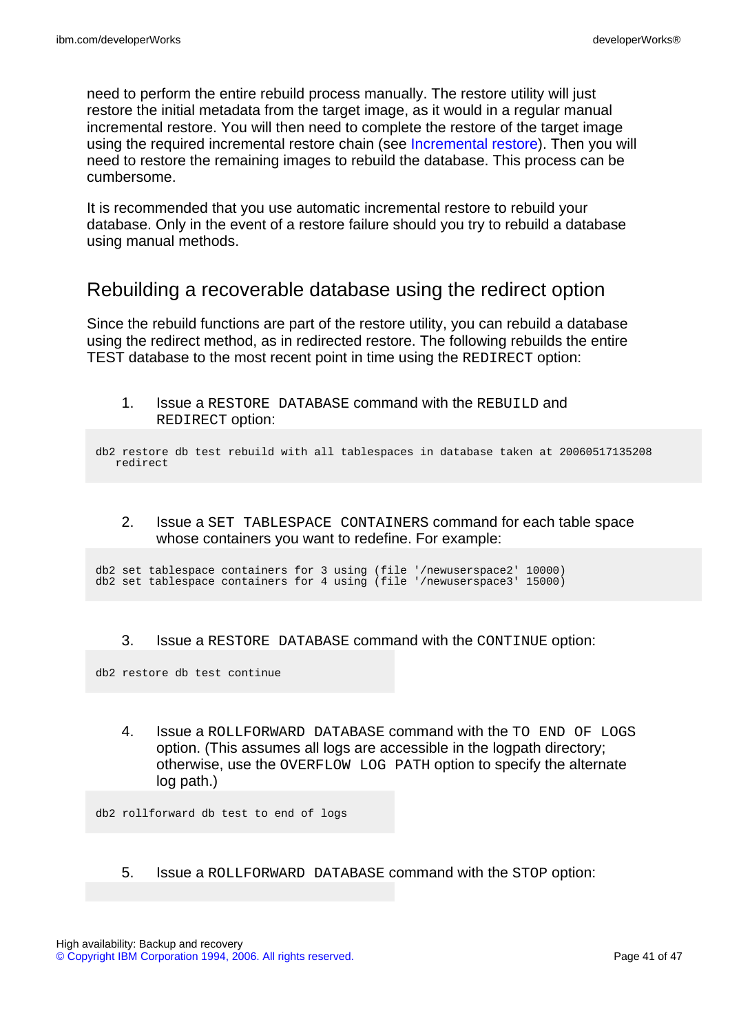need to perform the entire rebuild process manually. The restore utility will just restore the initial metadata from the target image, as it would in a regular manual incremental restore. You will then need to complete the restore of the target image using the required incremental restore chain (see Incremental restore). Then you will need to restore the remaining images to rebuild the database. This process can be cumbersome.

It is recommended that you use automatic incremental restore to rebuild your database. Only in the event of a restore failure should you try to rebuild a database using manual methods.

## Rebuilding a recoverable database using the redirect option

Since the rebuild functions are part of the restore utility, you can rebuild a database using the redirect method, as in redirected restore. The following rebuilds the entire TEST database to the most recent point in time using the `REDIRECT` option:

1. Issue a `RESTORE DATABASE` command with the `REBUILD` and `REDIRECT` option:

```
db2 restore db test rebuild with all tablespaces in database taken at 20060517135208
   redirect
```

2. Issue a `SET TABLESPACE CONTAINERS` command for each table space whose containers you want to redefine. For example:

```
db2 set tablespace containers for 3 using (file '/newuserspace2' 10000)
db2 set tablespace containers for 4 using (file '/newuserspace3' 15000)
```

3. Issue a `RESTORE DATABASE` command with the `CONTINUE` option:

```
db2 restore db test continue
```

4. Issue a `ROLLFORWARD DATABASE` command with the `TO END OF LOGS` option. (This assumes all logs are accessible in the logpath directory; otherwise, use the `OVERFLOW LOG PATH` option to specify the alternate log path.)

```
db2 rollforward db test to end of logs
```

5. Issue a `ROLLFORWARD DATABASE` command with the `STOP` option: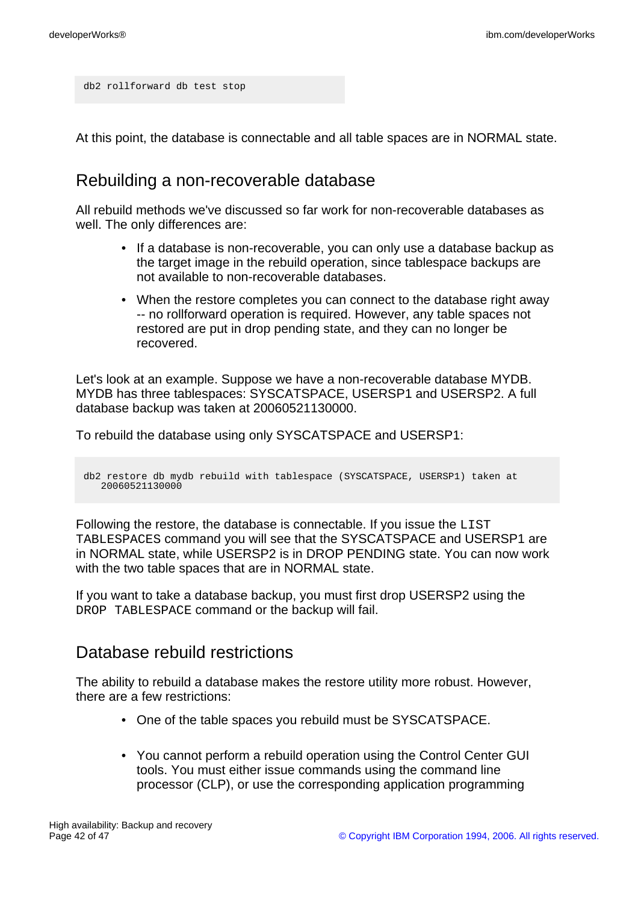```
db2 rollforward db test stop
```

At this point, the database is connectable and all table spaces are in NORMAL state.

## Rebuilding a non-recoverable database

All rebuild methods we've discussed so far work for non-recoverable databases as well. The only differences are:

- If a database is non-recoverable, you can only use a database backup as the target image in the rebuild operation, since tablespace backups are not available to non-recoverable databases.
- When the restore completes you can connect to the database right away -- no rollforward operation is required. However, any table spaces not restored are put in drop pending state, and they can no longer be recovered.

Let's look at an example. Suppose we have a non-recoverable database MYDB. MYDB has three tablespaces: SYSCATSPACE, USERSP1 and USERSP2. A full database backup was taken at 20060521130000.

To rebuild the database using only SYSCATSPACE and USERSP1:

```
db2 restore db mydb rebuild with tablespace (SYSCATSPACE, USERSP1) taken at
    20060521130000
```

Following the restore, the database is connectable. If you issue the `LIST TABLESPACES` command you will see that the SYSCATSPACE and USERSP1 are in NORMAL state, while USERSP2 is in DROP PENDING state. You can now work with the two table spaces that are in NORMAL state.

If you want to take a database backup, you must first drop USERSP2 using the `DROP TABLESPACE` command or the backup will fail.

## Database rebuild restrictions

The ability to rebuild a database makes the restore utility more robust. However, there are a few restrictions:

- One of the table spaces you rebuild must be SYSCATSPACE.
- You cannot perform a rebuild operation using the Control Center GUI tools. You must either issue commands using the command line processor (CLP), or use the corresponding application programming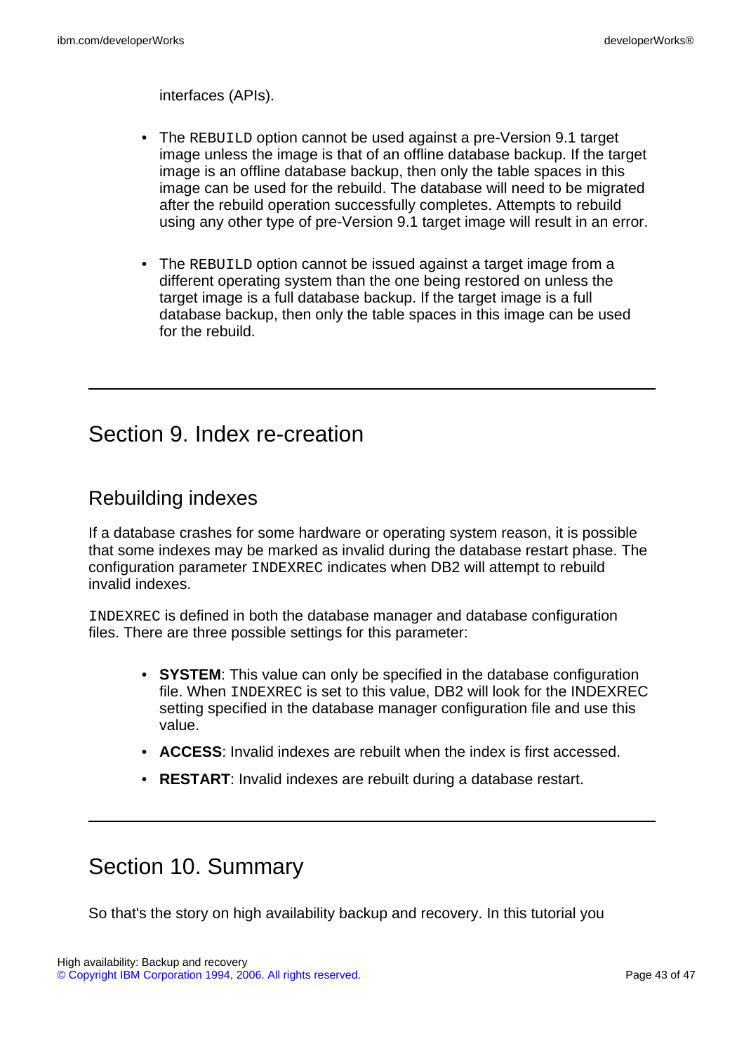interfaces (APIs).

- The `REBUILD` option cannot be used against a pre-Version 9.1 target image unless the image is that of an offline database backup. If the target image is an offline database backup, then only the table spaces in this image can be used for the rebuild. The database will need to be migrated after the rebuild operation successfully completes. Attempts to rebuild using any other type of pre-Version 9.1 target image will result in an error.

- The `REBUILD` option cannot be issued against a target image from a different operating system than the one being restored on unless the target image is a full database backup. If the target image is a full database backup, then only the table spaces in this image can be used for the rebuild.

# Section 9. Index re-creation

## Rebuilding indexes

If a database crashes for some hardware or operating system reason, it is possible that some indexes may be marked as invalid during the database restart phase. The configuration parameter `INDEXREC` indicates when DB2 will attempt to rebuild invalid indexes.

`INDEXREC` is defined in both the database manager and database configuration files. There are three possible settings for this parameter:

- **SYSTEM**: This value can only be specified in the database configuration file. When `INDEXREC` is set to this value, DB2 will look for the INDEXREC setting specified in the database manager configuration file and use this value.
- **ACCESS**: Invalid indexes are rebuilt when the index is first accessed.
- **RESTART**: Invalid indexes are rebuilt during a database restart.

# Section 10. Summary

So that's the story on high availability backup and recovery. In this tutorial you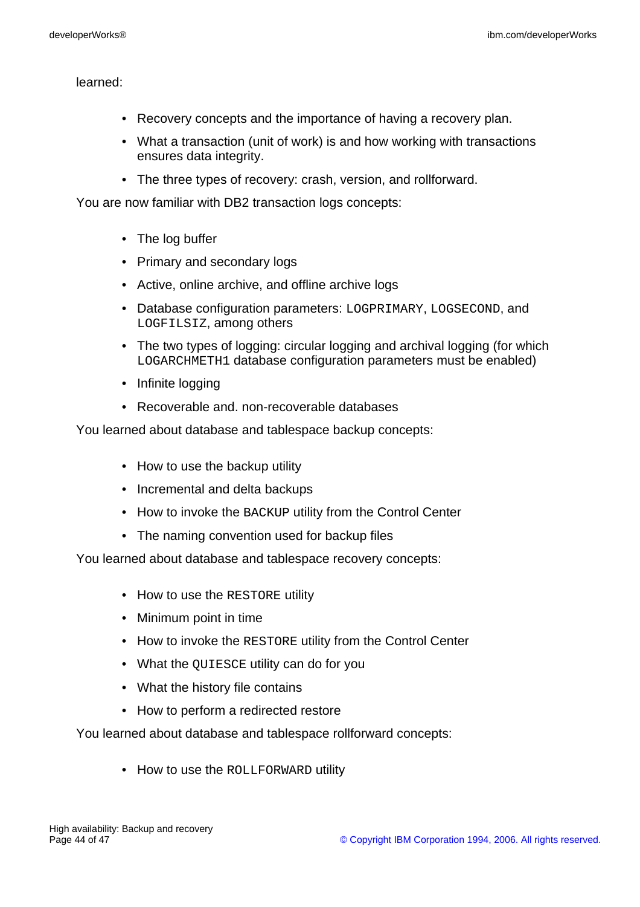learned:

- Recovery concepts and the importance of having a recovery plan.
- What a transaction (unit of work) is and how working with transactions ensures data integrity.
- The three types of recovery: crash, version, and rollforward.

You are now familiar with DB2 transaction logs concepts:

- The log buffer
- Primary and secondary logs
- Active, online archive, and offline archive logs
- Database configuration parameters: `LOGPRIMARY`, `LOGSECOND`, and `LOGFILSIZ`, among others
- The two types of logging: circular logging and archival logging (for which `LOGARCHMETH1` database configuration parameters must be enabled)
- Infinite logging
- Recoverable and. non-recoverable databases

You learned about database and tablespace backup concepts:

- How to use the backup utility
- Incremental and delta backups
- How to invoke the `BACKUP` utility from the Control Center
- The naming convention used for backup files

You learned about database and tablespace recovery concepts:

- How to use the `RESTORE` utility
- Minimum point in time
- How to invoke the `RESTORE` utility from the Control Center
- What the `QUIESCE` utility can do for you
- What the history file contains
- How to perform a redirected restore

You learned about database and tablespace rollforward concepts:

- How to use the `ROLLFORWARD` utility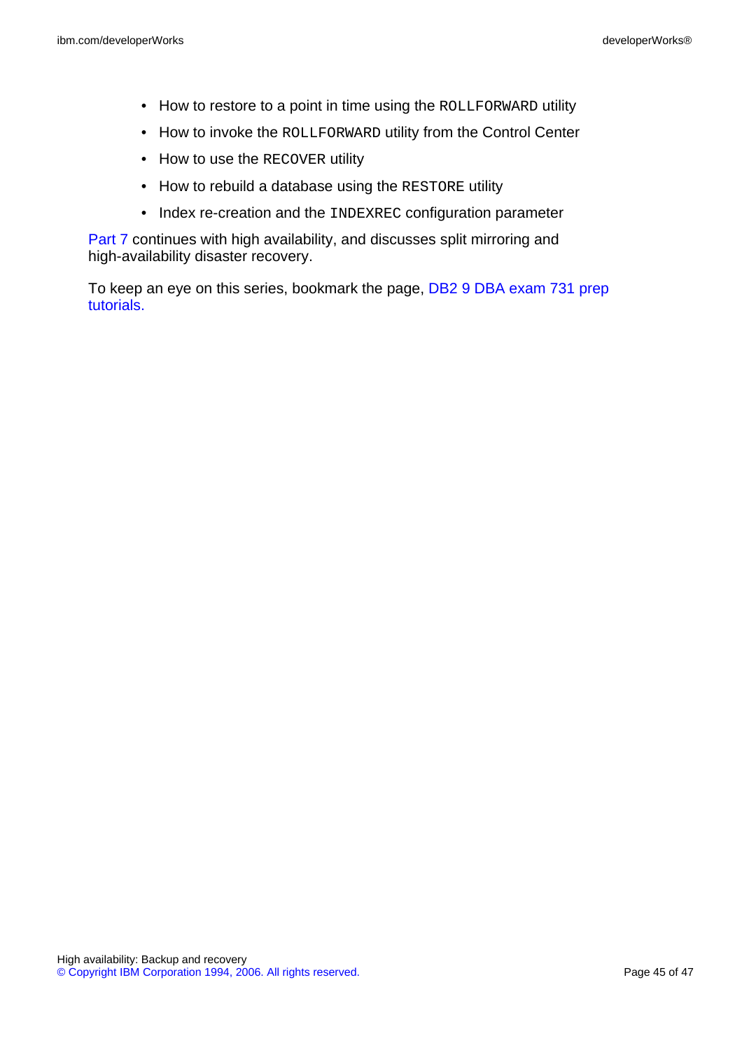- How to restore to a point in time using the `ROLLFORWARD` utility
- How to invoke the `ROLLFORWARD` utility from the Control Center
- How to use the `RECOVER` utility
- How to rebuild a database using the `RESTORE` utility
- Index re-creation and the `INDEXREC` configuration parameter

Part 7 continues with high availability, and discusses split mirroring and high-availability disaster recovery.

To keep an eye on this series, bookmark the page, DB2 9 DBA exam 731 prep tutorials.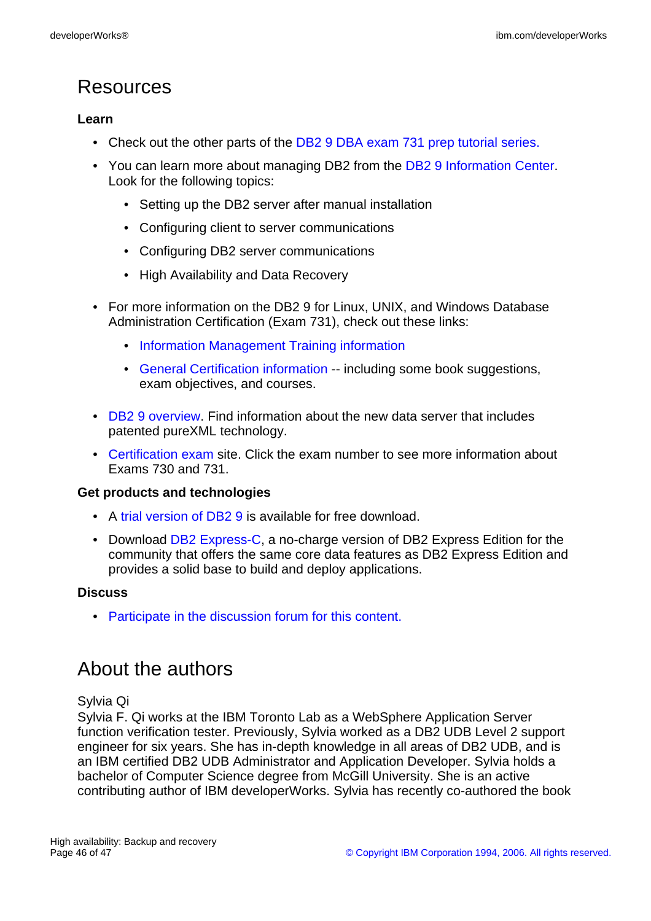# Resources

**Learn**

- Check out the other parts of the DB2 9 DBA exam 731 prep tutorial series.
- You can learn more about managing DB2 from the DB2 9 Information Center. Look for the following topics:
  - Setting up the DB2 server after manual installation
  - Configuring client to server communications
  - Configuring DB2 server communications
  - High Availability and Data Recovery
- For more information on the DB2 9 for Linux, UNIX, and Windows Database Administration Certification (Exam 731), check out these links:
  - Information Management Training information
  - General Certification information -- including some book suggestions, exam objectives, and courses.
- DB2 9 overview. Find information about the new data server that includes patented pureXML technology.
- Certification exam site. Click the exam number to see more information about Exams 730 and 731.

**Get products and technologies**

- A trial version of DB2 9 is available for free download.
- Download DB2 Express-C, a no-charge version of DB2 Express Edition for the community that offers the same core data features as DB2 Express Edition and provides a solid base to build and deploy applications.

**Discuss**

- Participate in the discussion forum for this content.

# About the authors

Sylvia Qi

Sylvia F. Qi works at the IBM Toronto Lab as a WebSphere Application Server function verification tester. Previously, Sylvia worked as a DB2 UDB Level 2 support engineer for six years. She has in-depth knowledge in all areas of DB2 UDB, and is an IBM certified DB2 UDB Administrator and Application Developer. Sylvia holds a bachelor of Computer Science degree from McGill University. She is an active contributing author of IBM developerWorks. Sylvia has recently co-authored the book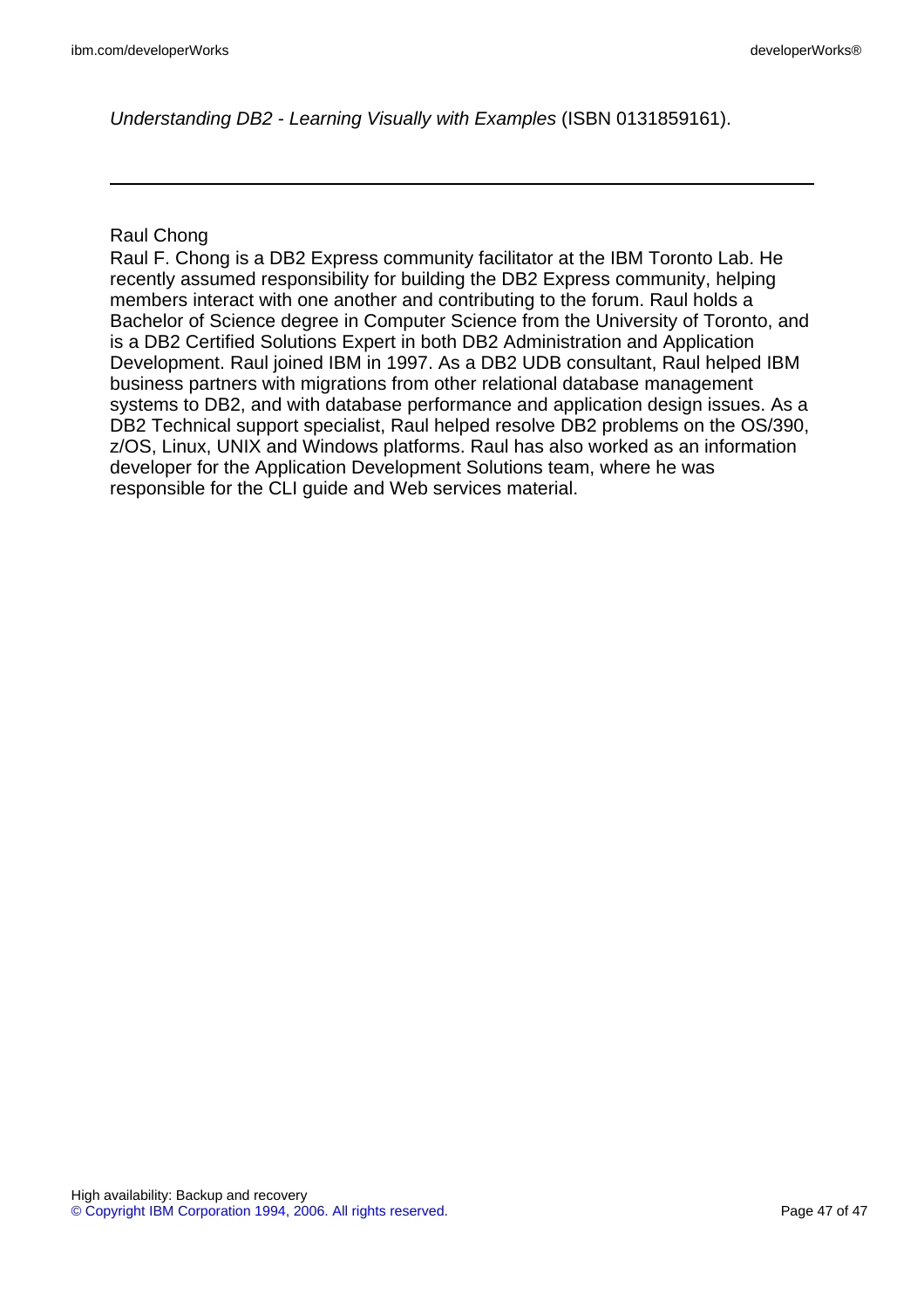*Understanding DB2 - Learning Visually with Examples* (ISBN 0131859161).

---

Raul Chong

Raul F. Chong is a DB2 Express community facilitator at the IBM Toronto Lab. He recently assumed responsibility for building the DB2 Express community, helping members interact with one another and contributing to the forum. Raul holds a Bachelor of Science degree in Computer Science from the University of Toronto, and is a DB2 Certified Solutions Expert in both DB2 Administration and Application Development. Raul joined IBM in 1997. As a DB2 UDB consultant, Raul helped IBM business partners with migrations from other relational database management systems to DB2, and with database performance and application design issues. As a DB2 Technical support specialist, Raul helped resolve DB2 problems on the OS/390, z/OS, Linux, UNIX and Windows platforms. Raul has also worked as an information developer for the Application Development Solutions team, where he was responsible for the CLI guide and Web services material.